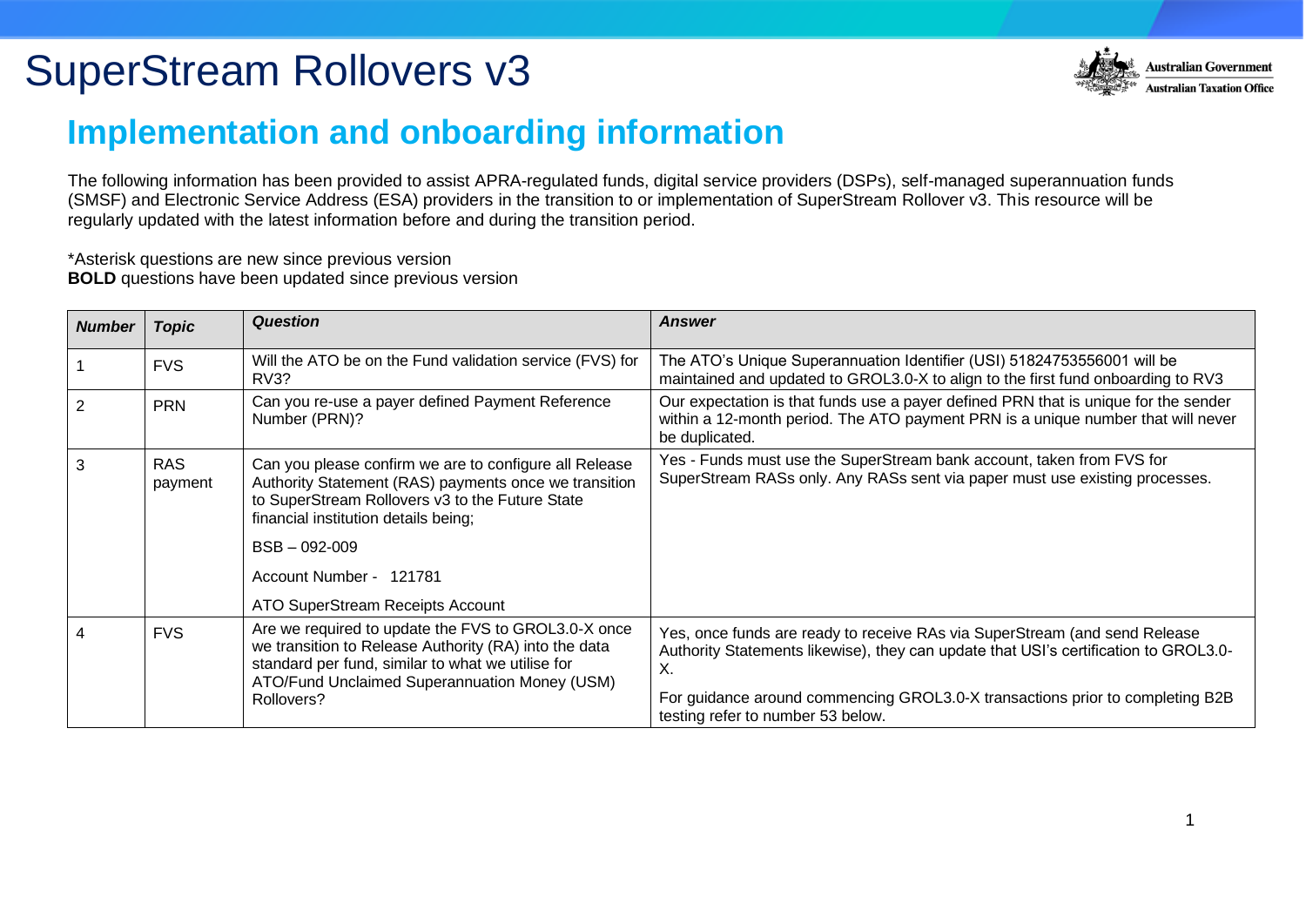# SuperStream Rollovers v3

## Implementation and onboarding information

The following information has been provided to assist APRA-regulated funds, digital service providers (DSPs), self-managed superannuation funds (SMSF) and Electronic Service Address (ESA) providers in the transition to or implementation of SuperStream Rollover v3. This resource will be regularly updated with the latest information before and during the transition period.

*Asterisk questions are new since previous version
**BOLD** questions have been updated since previous version

| *Number* | *Topic* | *Question* | *Answer* |
| --- | --- | --- | --- |
| 1 | FVS | Will the ATO be on the Fund validation service (FVS) for RV3? | The ATO's Unique Superannuation Identifier (USI) 51824753556001 will be maintained and updated to GROL3.0-X to align to the first fund onboarding to RV3 |
| 2 | PRN | Can you re-use a payer defined Payment Reference Number (PRN)? | Our expectation is that funds use a payer defined PRN that is unique for the sender within a 12-month period. The ATO payment PRN is a unique number that will never be duplicated. |
| 3 | RAS payment | Can you please confirm we are to configure all Release Authority Statement (RAS) payments once we transition to SuperStream Rollovers v3 to the Future State financial institution details being;<br><br>BSB – 092-009<br><br>Account Number - 121781<br><br>ATO SuperStream Receipts Account | Yes - Funds must use the SuperStream bank account, taken from FVS for SuperStream RASs only. Any RASs sent via paper must use existing processes. |
| 4 | FVS | Are we required to update the FVS to GROL3.0-X once we transition to Release Authority (RA) into the data standard per fund, similar to what we utilise for ATO/Fund Unclaimed Superannuation Money (USM) Rollovers? | Yes, once funds are ready to receive RAs via SuperStream (and send Release Authority Statements likewise), they can update that USI's certification to GROL3.0-X.<br><br>For guidance around commencing GROL3.0-X transactions prior to completing B2B testing refer to number 53 below. |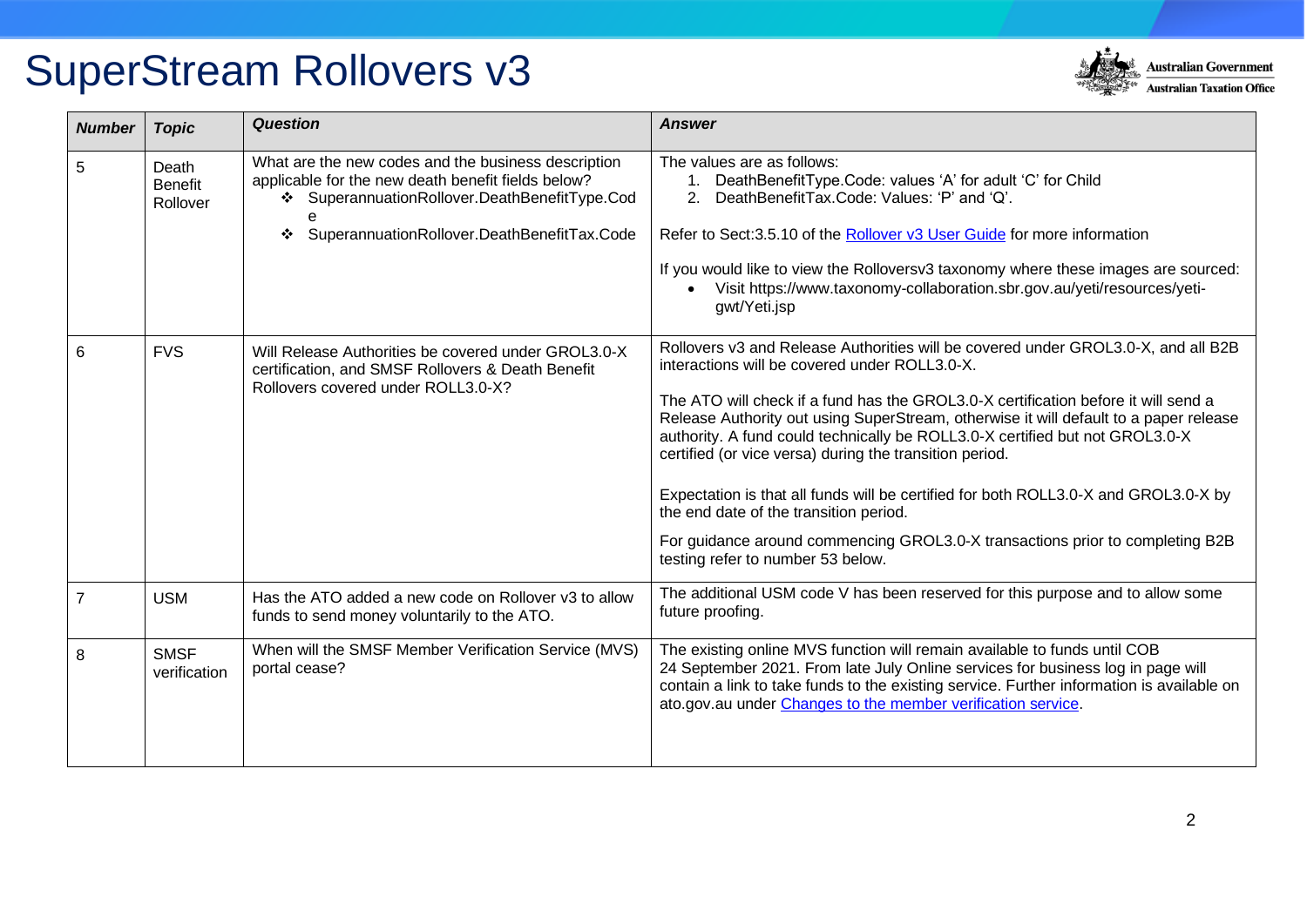# SuperStream Rollovers v3

| *Number* | *Topic* | *Question* | *Answer* |
|---|---|---|---|
| 5 | Death Benefit Rollover | What are the new codes and the business description applicable for the new death benefit fields below?<br>❖ SuperannuationRollover.DeathBenefitType.Code<br>❖ SuperannuationRollover.DeathBenefitTax.Code | The values are as follows:<br>1. DeathBenefitType.Code: values 'A' for adult 'C' for Child<br>2. DeathBenefitTax.Code: Values: 'P' and 'Q'.<br><br>Refer to Sect:3.5.10 of the Rollover v3 User Guide for more information<br><br>If you would like to view the Rolloversv3 taxonomy where these images are sourced:<br>• Visit https://www.taxonomy-collaboration.sbr.gov.au/yeti/resources/yeti-gwt/Yeti.jsp |
| 6 | FVS | Will Release Authorities be covered under GROL3.0-X certification, and SMSF Rollovers & Death Benefit Rollovers covered under ROLL3.0-X? | Rollovers v3 and Release Authorities will be covered under GROL3.0-X, and all B2B interactions will be covered under ROLL3.0-X.<br><br>The ATO will check if a fund has the GROL3.0-X certification before it will send a Release Authority out using SuperStream, otherwise it will default to a paper release authority. A fund could technically be ROLL3.0-X certified but not GROL3.0-X certified (or vice versa) during the transition period.<br><br>Expectation is that all funds will be certified for both ROLL3.0-X and GROL3.0-X by the end date of the transition period.<br><br>For guidance around commencing GROL3.0-X transactions prior to completing B2B testing refer to number 53 below. |
| 7 | USM | Has the ATO added a new code on Rollover v3 to allow funds to send money voluntarily to the ATO. | The additional USM code V has been reserved for this purpose and to allow some future proofing. |
| 8 | SMSF verification | When will the SMSF Member Verification Service (MVS) portal cease? | The existing online MVS function will remain available to funds until COB 24 September 2021. From late July Online services for business log in page will contain a link to take funds to the existing service. Further information is available on ato.gov.au under Changes to the member verification service. |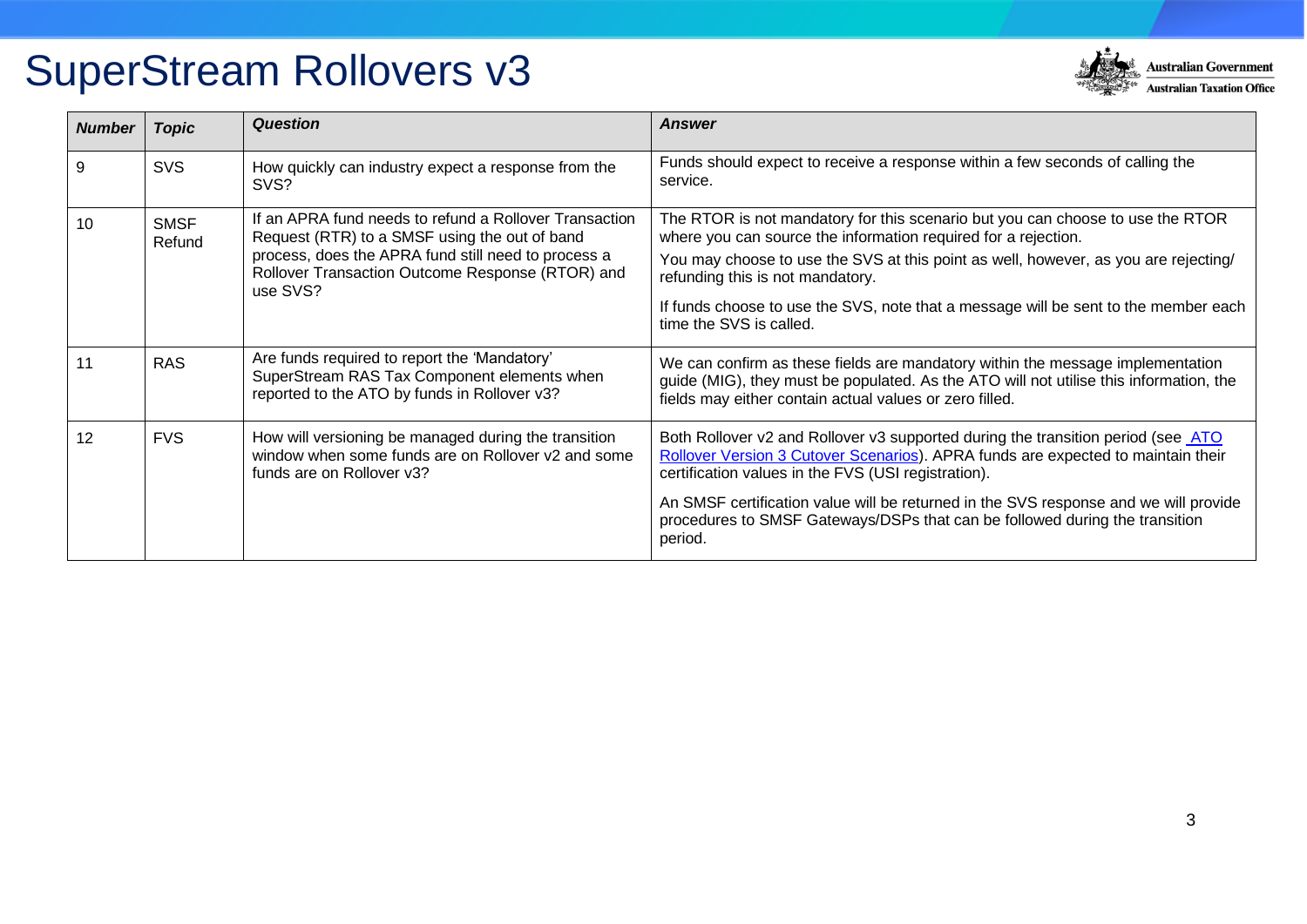# SuperStream Rollovers v3

| Number | Topic | Question | Answer |
|---|---|---|---|
| 9 | SVS | How quickly can industry expect a response from the SVS? | Funds should expect to receive a response within a few seconds of calling the service. |
| 10 | SMSF Refund | If an APRA fund needs to refund a Rollover Transaction Request (RTR) to a SMSF using the out of band process, does the APRA fund still need to process a Rollover Transaction Outcome Response (RTOR) and use SVS? | The RTOR is not mandatory for this scenario but you can choose to use the RTOR where you can source the information required for a rejection.<br><br>You may choose to use the SVS at this point as well, however, as you are rejecting/ refunding this is not mandatory.<br><br>If funds choose to use the SVS, note that a message will be sent to the member each time the SVS is called. |
| 11 | RAS | Are funds required to report the 'Mandatory' SuperStream RAS Tax Component elements when reported to the ATO by funds in Rollover v3? | We can confirm as these fields are mandatory within the message implementation guide (MIG), they must be populated. As the ATO will not utilise this information, the fields may either contain actual values or zero filled. |
| 12 | FVS | How will versioning be managed during the transition window when some funds are on Rollover v2 and some funds are on Rollover v3? | Both Rollover v2 and Rollover v3 supported during the transition period (see ATO Rollover Version 3 Cutover Scenarios). APRA funds are expected to maintain their certification values in the FVS (USI registration).<br><br>An SMSF certification value will be returned in the SVS response and we will provide procedures to SMSF Gateways/DSPs that can be followed during the transition period. |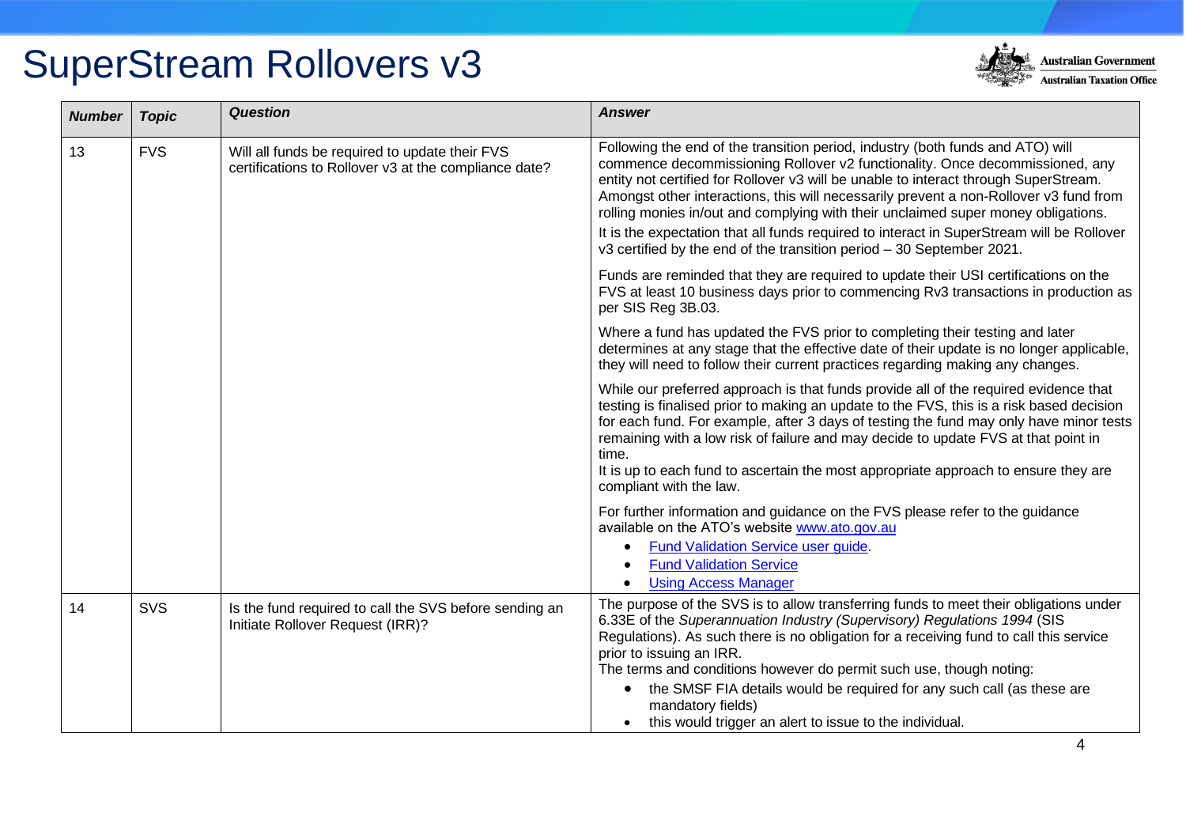# SuperStream Rollovers v3

| **Number** | **Topic** | **Question** | **Answer** |
|---|---|---|---|
| 13 | FVS | Will all funds be required to update their FVS certifications to Rollover v3 at the compliance date? | Following the end of the transition period, industry (both funds and ATO) will commence decommissioning Rollover v2 functionality. Once decommissioned, any entity not certified for Rollover v3 will be unable to interact through SuperStream. Amongst other interactions, this will necessarily prevent a non-Rollover v3 fund from rolling monies in/out and complying with their unclaimed super money obligations.<br>It is the expectation that all funds required to interact in SuperStream will be Rollover v3 certified by the end of the transition period – 30 September 2021.<br><br>Funds are reminded that they are required to update their USI certifications on the FVS at least 10 business days prior to commencing Rv3 transactions in production as per SIS Reg 3B.03.<br><br>Where a fund has updated the FVS prior to completing their testing and later determines at any stage that the effective date of their update is no longer applicable, they will need to follow their current practices regarding making any changes.<br><br>While our preferred approach is that funds provide all of the required evidence that testing is finalised prior to making an update to the FVS, this is a risk based decision for each fund. For example, after 3 days of testing the fund may only have minor tests remaining with a low risk of failure and may decide to update FVS at that point in time.<br>It is up to each fund to ascertain the most appropriate approach to ensure they are compliant with the law.<br><br>For further information and guidance on the FVS please refer to the guidance available on the ATO's website www.ato.gov.au<br>• Fund Validation Service user guide.<br>• Fund Validation Service<br>• Using Access Manager |
| 14 | SVS | Is the fund required to call the SVS before sending an Initiate Rollover Request (IRR)? | The purpose of the SVS is to allow transferring funds to meet their obligations under 6.33E of the *Superannuation Industry (Supervisory) Regulations 1994* (SIS Regulations). As such there is no obligation for a receiving fund to call this service prior to issuing an IRR.<br>The terms and conditions however do permit such use, though noting:<br>• the SMSF FIA details would be required for any such call (as these are mandatory fields)<br>• this would trigger an alert to issue to the individual. |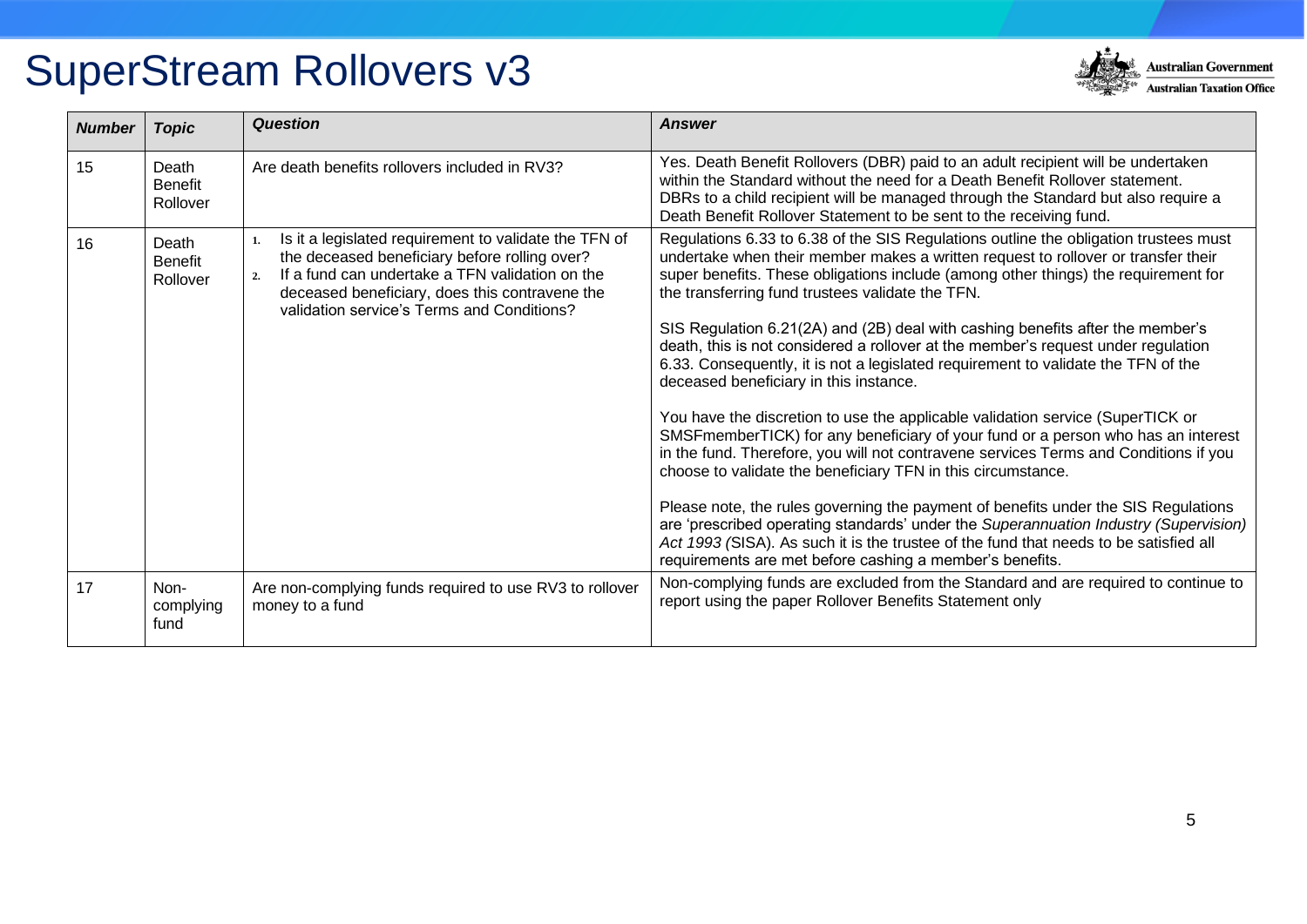# SuperStream Rollovers v3

| *Number* | *Topic* | *Question* | *Answer* |
|---|---|---|---|
| 15 | Death Benefit Rollover | Are death benefits rollovers included in RV3? | Yes. Death Benefit Rollovers (DBR) paid to an adult recipient will be undertaken within the Standard without the need for a Death Benefit Rollover statement. DBRs to a child recipient will be managed through the Standard but also require a Death Benefit Rollover Statement to be sent to the receiving fund. |
| 16 | Death Benefit Rollover | 1. Is it a legislated requirement to validate the TFN of the deceased beneficiary before rolling over?<br>2. If a fund can undertake a TFN validation on the deceased beneficiary, does this contravene the validation service's Terms and Conditions? | Regulations 6.33 to 6.38 of the SIS Regulations outline the obligation trustees must undertake when their member makes a written request to rollover or transfer their super benefits. These obligations include (among other things) the requirement for the transferring fund trustees validate the TFN.<br><br>SIS Regulation 6.21(2A) and (2B) deal with cashing benefits after the member's death, this is not considered a rollover at the member's request under regulation 6.33. Consequently, it is not a legislated requirement to validate the TFN of the deceased beneficiary in this instance.<br><br>You have the discretion to use the applicable validation service (SuperTICK or SMSFmemberTICK) for any beneficiary of your fund or a person who has an interest in the fund. Therefore, you will not contravene services Terms and Conditions if you choose to validate the beneficiary TFN in this circumstance.<br><br>Please note, the rules governing the payment of benefits under the SIS Regulations are 'prescribed operating standards' under the *Superannuation Industry (Supervision) Act 1993* (SISA). As such it is the trustee of the fund that needs to be satisfied all requirements are met before cashing a member's benefits. |
| 17 | Non-complying fund | Are non-complying funds required to use RV3 to rollover money to a fund | Non-complying funds are excluded from the Standard and are required to continue to report using the paper Rollover Benefits Statement only |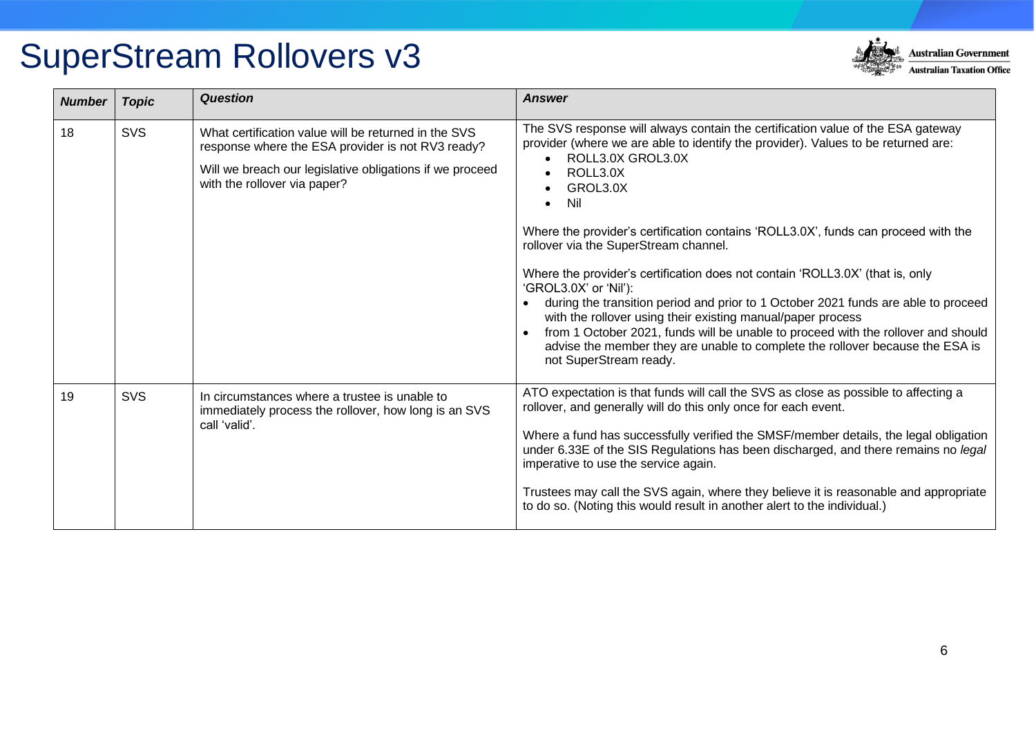# SuperStream Rollovers v3

| *Number* | *Topic* | *Question* | *Answer* |
|---|---|---|---|
| 18 | SVS | What certification value will be returned in the SVS response where the ESA provider is not RV3 ready?<br><br>Will we breach our legislative obligations if we proceed with the rollover via paper? | The SVS response will always contain the certification value of the ESA gateway provider (where we are able to identify the provider). Values to be returned are:<br>• ROLL3.0X GROL3.0X<br>• ROLL3.0X<br>• GROL3.0X<br>• Nil<br><br>Where the provider's certification contains 'ROLL3.0X', funds can proceed with the rollover via the SuperStream channel.<br><br>Where the provider's certification does not contain 'ROLL3.0X' (that is, only 'GROL3.0X' or 'Nil'):<br>• during the transition period and prior to 1 October 2021 funds are able to proceed with the rollover using their existing manual/paper process<br>• from 1 October 2021, funds will be unable to proceed with the rollover and should advise the member they are unable to complete the rollover because the ESA is not SuperStream ready. |
| 19 | SVS | In circumstances where a trustee is unable to immediately process the rollover, how long is an SVS call 'valid'. | ATO expectation is that funds will call the SVS as close as possible to affecting a rollover, and generally will do this only once for each event.<br><br>Where a fund has successfully verified the SMSF/member details, the legal obligation under 6.33E of the SIS Regulations has been discharged, and there remains no *legal* imperative to use the service again.<br><br>Trustees may call the SVS again, where they believe it is reasonable and appropriate to do so. (Noting this would result in another alert to the individual.) |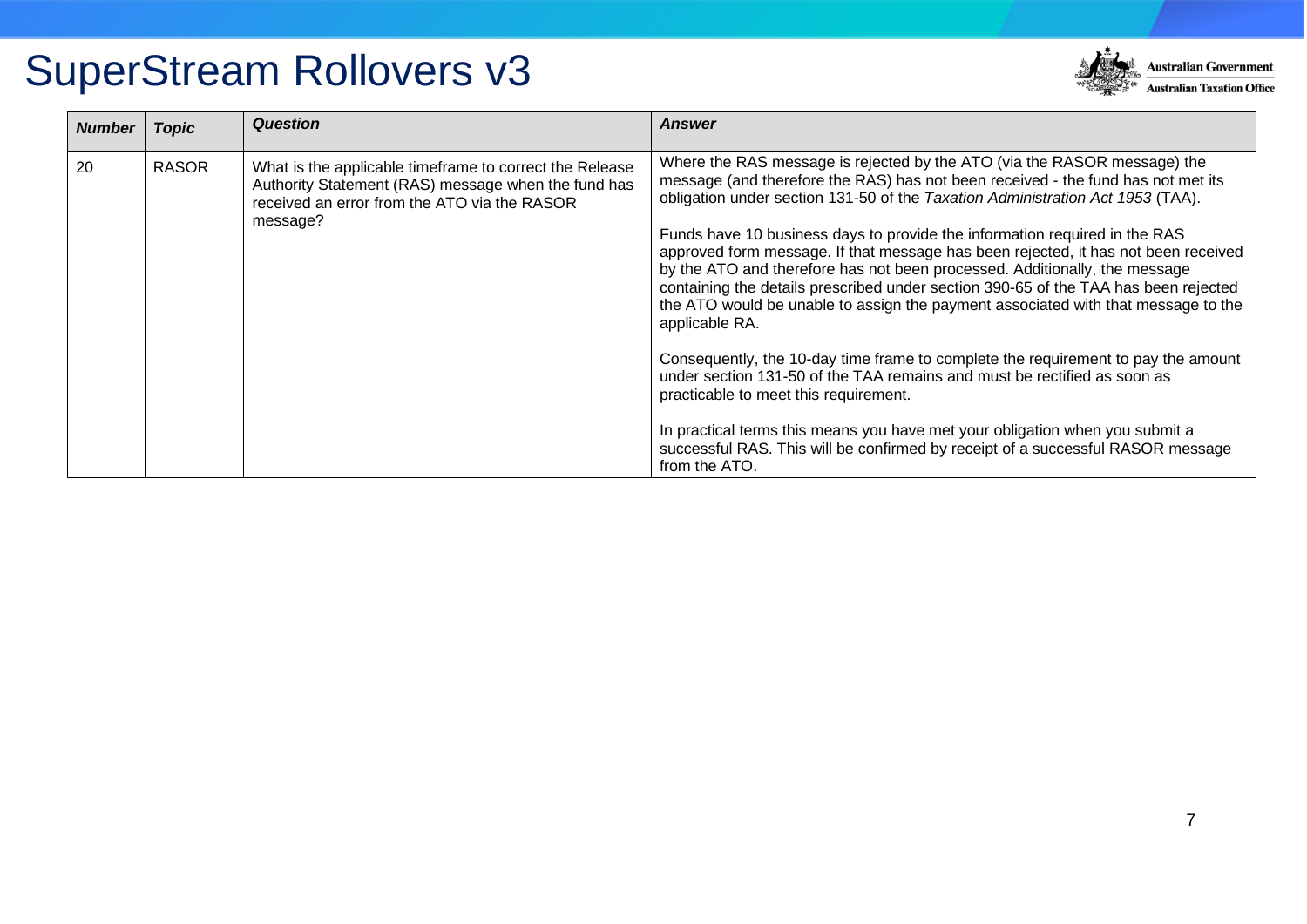# SuperStream Rollovers v3

| *Number* | *Topic* | *Question* | *Answer* |
| --- | --- | --- | --- |
| 20 | RASOR | What is the applicable timeframe to correct the Release Authority Statement (RAS) message when the fund has received an error from the ATO via the RASOR message? | Where the RAS message is rejected by the ATO (via the RASOR message) the message (and therefore the RAS) has not been received - the fund has not met its obligation under section 131-50 of the *Taxation Administration Act 1953* (TAA).<br><br>Funds have 10 business days to provide the information required in the RAS approved form message. If that message has been rejected, it has not been received by the ATO and therefore has not been processed. Additionally, the message containing the details prescribed under section 390-65 of the TAA has been rejected the ATO would be unable to assign the payment associated with that message to the applicable RA.<br><br>Consequently, the 10-day time frame to complete the requirement to pay the amount under section 131-50 of the TAA remains and must be rectified as soon as practicable to meet this requirement.<br><br>In practical terms this means you have met your obligation when you submit a successful RAS. This will be confirmed by receipt of a successful RASOR message from the ATO. |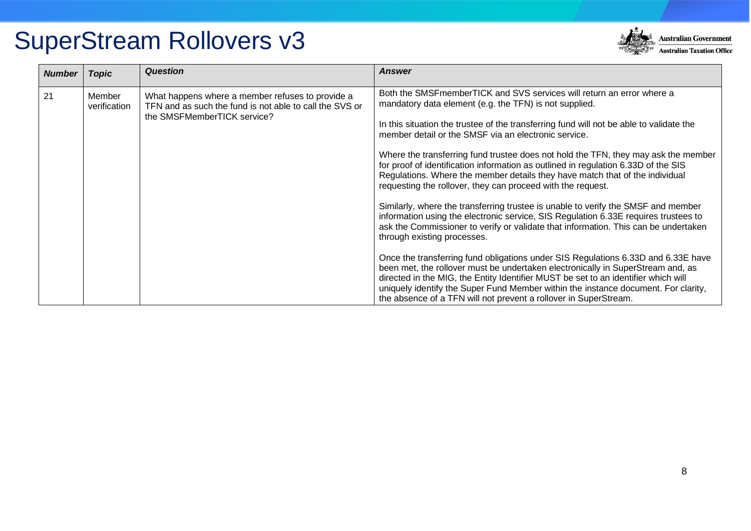# SuperStream Rollovers v3

| ***Number*** | ***Topic*** | ***Question*** | ***Answer*** |
|---|---|---|---|
| 21 | Member verification | What happens where a member refuses to provide a TFN and as such the fund is not able to call the SVS or the SMSFMemberTICK service? | Both the SMSFmemberTICK and SVS services will return an error where a mandatory data element (e.g. the TFN) is not supplied.<br><br>In this situation the trustee of the transferring fund will not be able to validate the member detail or the SMSF via an electronic service.<br><br>Where the transferring fund trustee does not hold the TFN, they may ask the member for proof of identification information as outlined in regulation 6.33D of the SIS Regulations. Where the member details they have match that of the individual requesting the rollover, they can proceed with the request.<br><br>Similarly, where the transferring trustee is unable to verify the SMSF and member information using the electronic service, SIS Regulation 6.33E requires trustees to ask the Commissioner to verify or validate that information. This can be undertaken through existing processes.<br><br>Once the transferring fund obligations under SIS Regulations 6.33D and 6.33E have been met, the rollover must be undertaken electronically in SuperStream and, as directed in the MIG, the Entity Identifier MUST be set to an identifier which will uniquely identify the Super Fund Member within the instance document. For clarity, the absence of a TFN will not prevent a rollover in SuperStream. |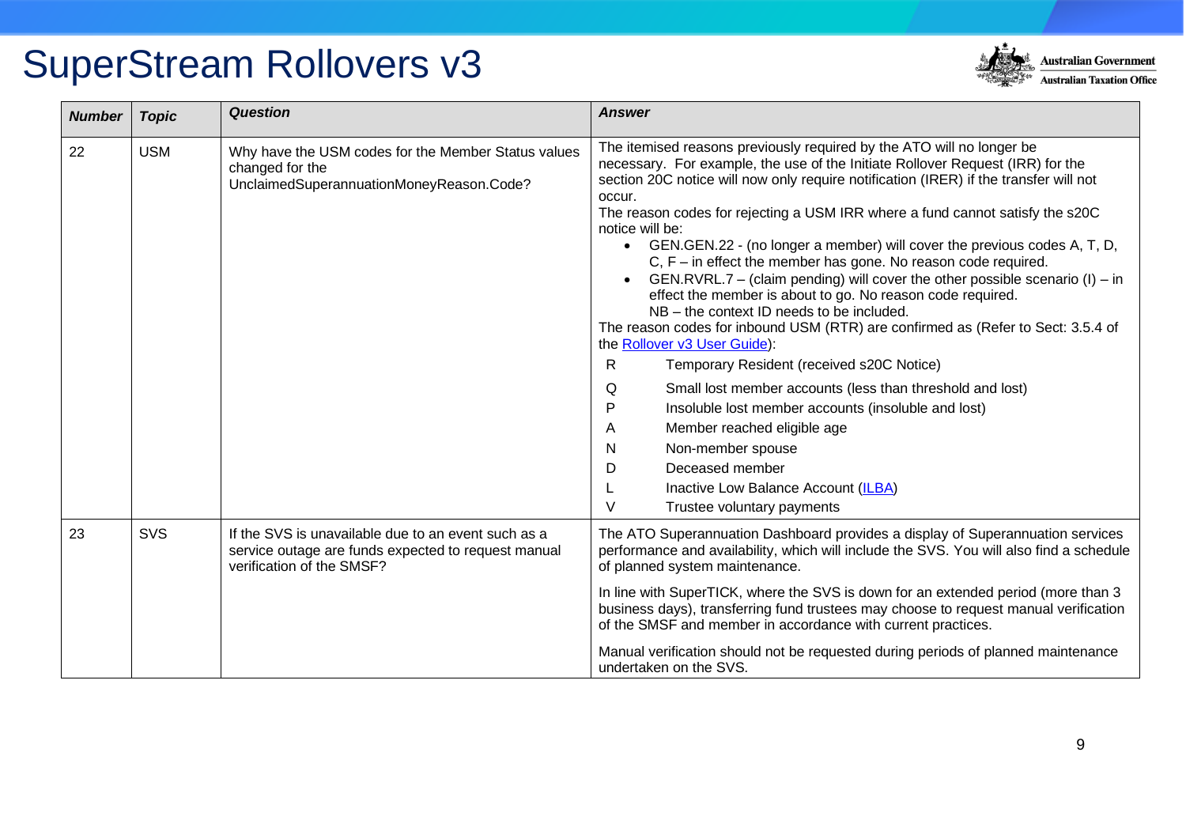# SuperStream Rollovers v3

| Number | Topic | Question | Answer |
|---|---|---|---|
| 22 | USM | Why have the USM codes for the Member Status values changed for the UnclaimedSuperannuationMoneyReason.Code? | The itemised reasons previously required by the ATO will no longer be necessary. For example, the use of the Initiate Rollover Request (IRR) for the section 20C notice will now only require notification (IRER) if the transfer will not occur.<br>The reason codes for rejecting a USM IRR where a fund cannot satisfy the s20C notice will be:<br>• GEN.GEN.22 - (no longer a member) will cover the previous codes A, T, D, C, F – in effect the member has gone. No reason code required.<br>• GEN.RVRL.7 – (claim pending) will cover the other possible scenario (I) – in effect the member is about to go. No reason code required.<br>NB – the context ID needs to be included.<br>The reason codes for inbound USM (RTR) are confirmed as (Refer to Sect: 3.5.4 of the Rollover v3 User Guide):<br>R    Temporary Resident (received s20C Notice)<br>Q    Small lost member accounts (less than threshold and lost)<br>P    Insoluble lost member accounts (insoluble and lost)<br>A    Member reached eligible age<br>N    Non-member spouse<br>D    Deceased member<br>L    Inactive Low Balance Account (ILBA)<br>V    Trustee voluntary payments |
| 23 | SVS | If the SVS is unavailable due to an event such as a service outage are funds expected to request manual verification of the SMSF? | The ATO Superannuation Dashboard provides a display of Superannuation services performance and availability, which will include the SVS. You will also find a schedule of planned system maintenance.<br><br>In line with SuperTICK, where the SVS is down for an extended period (more than 3 business days), transferring fund trustees may choose to request manual verification of the SMSF and member in accordance with current practices.<br><br>Manual verification should not be requested during periods of planned maintenance undertaken on the SVS. |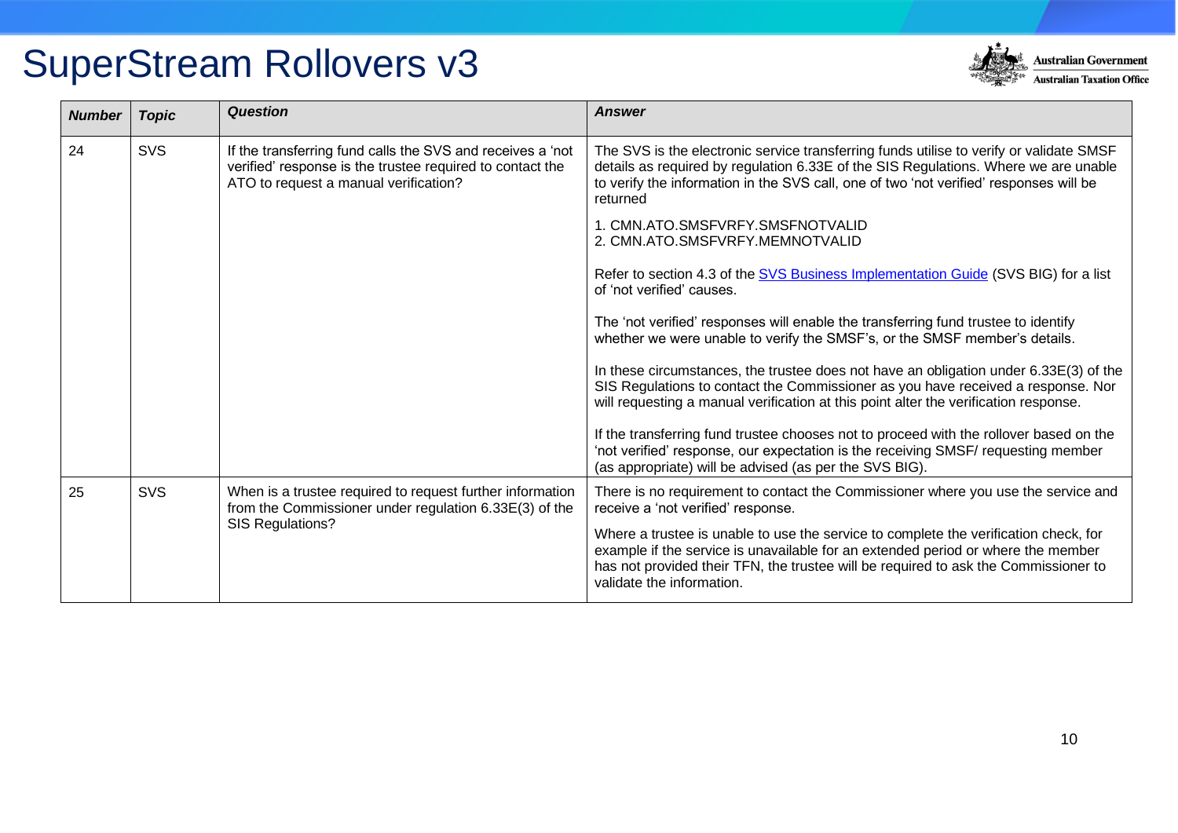# SuperStream Rollovers v3

| Number | Topic | Question | Answer |
|---|---|---|---|
| 24 | SVS | If the transferring fund calls the SVS and receives a 'not verified' response is the trustee required to contact the ATO to request a manual verification? | The SVS is the electronic service transferring funds utilise to verify or validate SMSF details as required by regulation 6.33E of the SIS Regulations. Where we are unable to verify the information in the SVS call, one of two 'not verified' responses will be returned<br><br>1. CMN.ATO.SMSFVRFY.SMSFNOTVALID<br>2. CMN.ATO.SMSFVRFY.MEMNOTVALID<br><br>Refer to section 4.3 of the [SVS Business Implementation Guide]() (SVS BIG) for a list of 'not verified' causes.<br><br>The 'not verified' responses will enable the transferring fund trustee to identify whether we were unable to verify the SMSF's, or the SMSF member's details.<br><br>In these circumstances, the trustee does not have an obligation under 6.33E(3) of the SIS Regulations to contact the Commissioner as you have received a response. Nor will requesting a manual verification at this point alter the verification response.<br><br>If the transferring fund trustee chooses not to proceed with the rollover based on the 'not verified' response, our expectation is the receiving SMSF/ requesting member (as appropriate) will be advised (as per the SVS BIG). |
| 25 | SVS | When is a trustee required to request further information from the Commissioner under regulation 6.33E(3) of the SIS Regulations? | There is no requirement to contact the Commissioner where you use the service and receive a 'not verified' response.<br><br>Where a trustee is unable to use the service to complete the verification check, for example if the service is unavailable for an extended period or where the member has not provided their TFN, the trustee will be required to ask the Commissioner to validate the information. |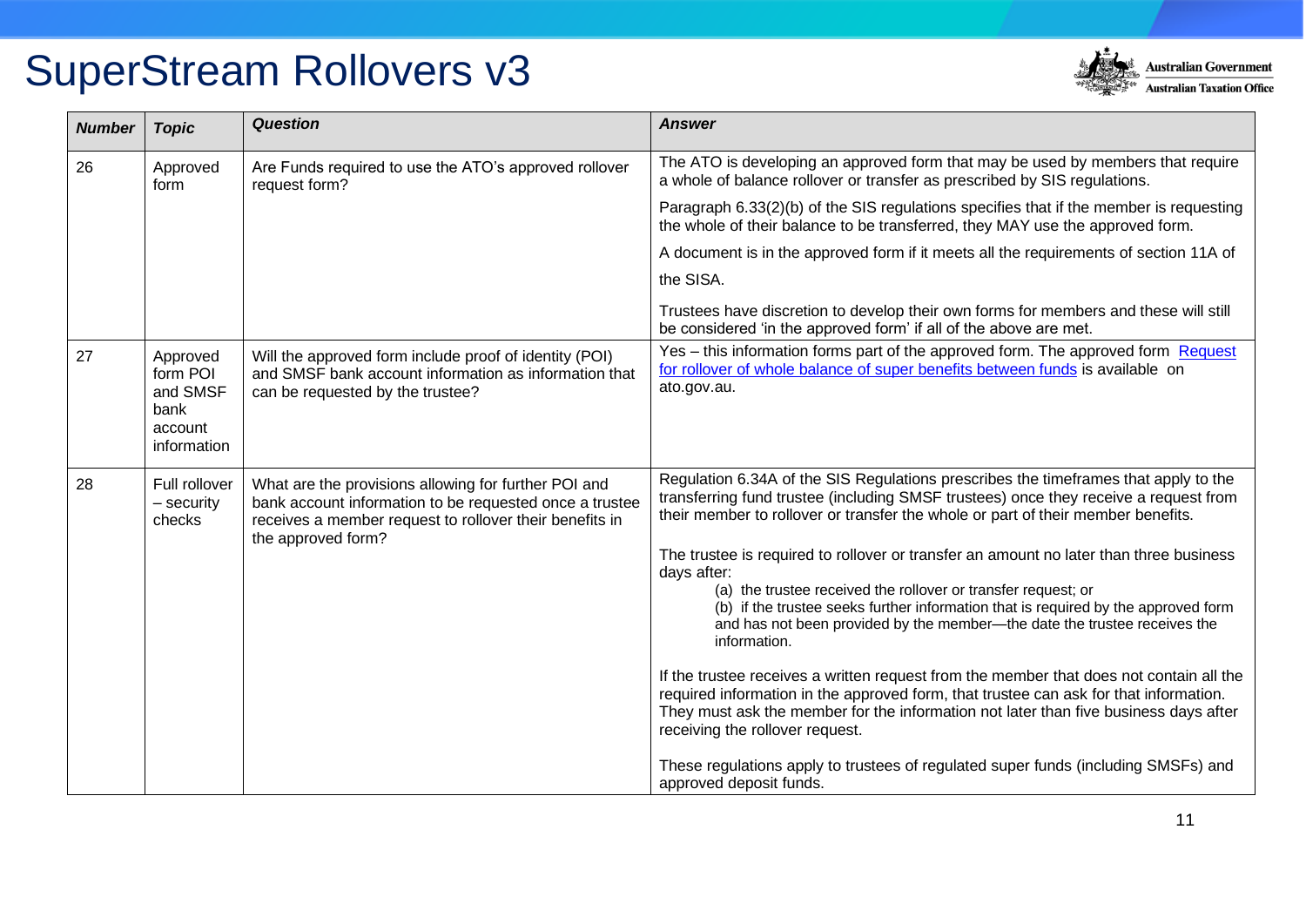# SuperStream Rollovers v3

| *Number* | *Topic* | *Question* | *Answer* |
|---|---|---|---|
| 26 | Approved form | Are Funds required to use the ATO's approved rollover request form? | The ATO is developing an approved form that may be used by members that require a whole of balance rollover or transfer as prescribed by SIS regulations.<br><br>Paragraph 6.33(2)(b) of the SIS regulations specifies that if the member is requesting the whole of their balance to be transferred, they MAY use the approved form.<br><br>A document is in the approved form if it meets all the requirements of section 11A of the SISA.<br><br>Trustees have discretion to develop their own forms for members and these will still be considered 'in the approved form' if all of the above are met. |
| 27 | Approved form POI and SMSF bank account information | Will the approved form include proof of identity (POI) and SMSF bank account information as information that can be requested by the trustee? | Yes – this information forms part of the approved form. The approved form [Request for rollover of whole balance of super benefits between funds]() is available on ato.gov.au. |
| 28 | Full rollover – security checks | What are the provisions allowing for further POI and bank account information to be requested once a trustee receives a member request to rollover their benefits in the approved form? | Regulation 6.34A of the SIS Regulations prescribes the timeframes that apply to the transferring fund trustee (including SMSF trustees) once they receive a request from their member to rollover or transfer the whole or part of their member benefits.<br><br>The trustee is required to rollover or transfer an amount no later than three business days after:<br>(a) the trustee received the rollover or transfer request; or<br>(b) if the trustee seeks further information that is required by the approved form and has not been provided by the member—the date the trustee receives the information.<br><br>If the trustee receives a written request from the member that does not contain all the required information in the approved form, that trustee can ask for that information. They must ask the member for the information not later than five business days after receiving the rollover request.<br><br>These regulations apply to trustees of regulated super funds (including SMSFs) and approved deposit funds. |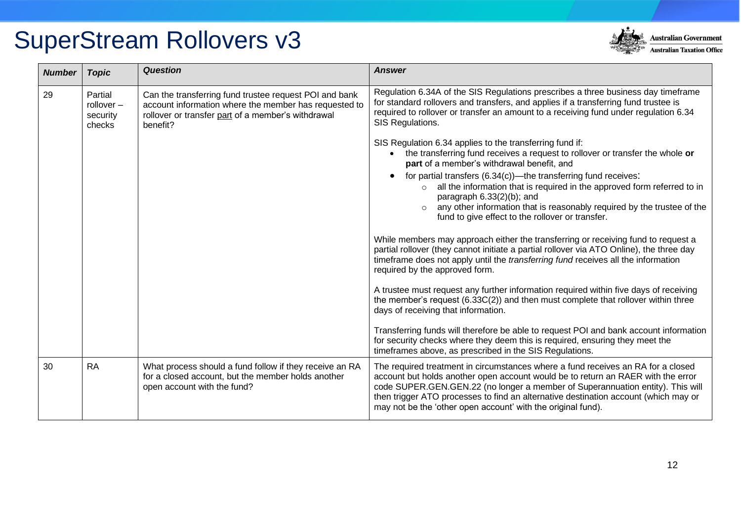# SuperStream Rollovers v3

| **Number** | **Topic** | **Question** | **Answer** |
|---|---|---|---|
| 29 | Partial rollover – security checks | Can the transferring fund trustee request POI and bank account information where the member has requested to rollover or transfer <u>part</u> of a member's withdrawal benefit? | Regulation 6.34A of the SIS Regulations prescribes a three business day timeframe for standard rollovers and transfers, and applies if a transferring fund trustee is required to rollover or transfer an amount to a receiving fund under regulation 6.34 SIS Regulations.<br><br>SIS Regulation 6.34 applies to the transferring fund if:<br>• the transferring fund receives a request to rollover or transfer the whole **or part** of a member's withdrawal benefit, and<br>• for partial transfers (6.34(c))—the transferring fund receives:<br>&nbsp;&nbsp;&nbsp;&nbsp;○ all the information that is required in the approved form referred to in paragraph 6.33(2)(b); and<br>&nbsp;&nbsp;&nbsp;&nbsp;○ any other information that is reasonably required by the trustee of the fund to give effect to the rollover or transfer.<br><br>While members may approach either the transferring or receiving fund to request a partial rollover (they cannot initiate a partial rollover via ATO Online), the three day timeframe does not apply until the *transferring fund* receives all the information required by the approved form.<br><br>A trustee must request any further information required within five days of receiving the member's request (6.33C(2)) and then must complete that rollover within three days of receiving that information.<br><br>Transferring funds will therefore be able to request POI and bank account information for security checks where they deem this is required, ensuring they meet the timeframes above, as prescribed in the SIS Regulations. |
| 30 | RA | What process should a fund follow if they receive an RA for a closed account, but the member holds another open account with the fund? | The required treatment in circumstances where a fund receives an RA for a closed account but holds another open account would be to return an RAER with the error code SUPER.GEN.GEN.22 (no longer a member of Superannuation entity). This will then trigger ATO processes to find an alternative destination account (which may or may not be the 'other open account' with the original fund). |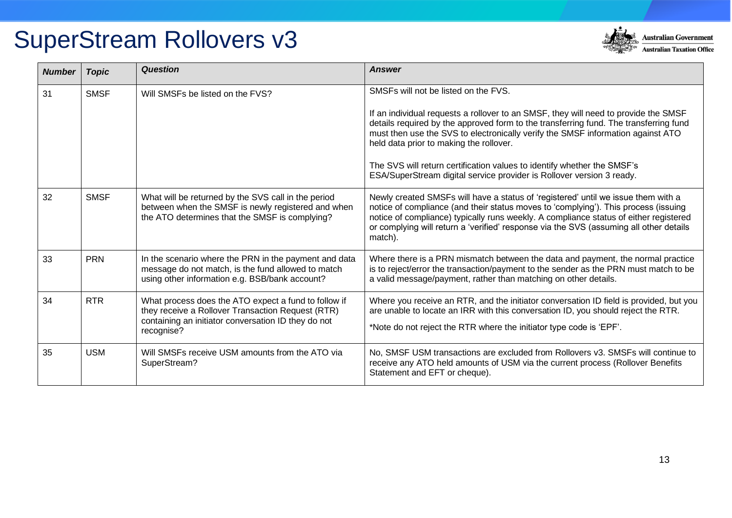# SuperStream Rollovers v3

| **Number** | **Topic** | **Question** | **Answer** |
|---|---|---|---|
| 31 | SMSF | Will SMSFs be listed on the FVS? | SMSFs will not be listed on the FVS.<br><br>If an individual requests a rollover to an SMSF, they will need to provide the SMSF details required by the approved form to the transferring fund. The transferring fund must then use the SVS to electronically verify the SMSF information against ATO held data prior to making the rollover.<br><br>The SVS will return certification values to identify whether the SMSF's ESA/SuperStream digital service provider is Rollover version 3 ready. |
| 32 | SMSF | What will be returned by the SVS call in the period between when the SMSF is newly registered and when the ATO determines that the SMSF is complying? | Newly created SMSFs will have a status of 'registered' until we issue them with a notice of compliance (and their status moves to 'complying'). This process (issuing notice of compliance) typically runs weekly. A compliance status of either registered or complying will return a 'verified' response via the SVS (assuming all other details match). |
| 33 | PRN | In the scenario where the PRN in the payment and data message do not match, is the fund allowed to match using other information e.g. BSB/bank account? | Where there is a PRN mismatch between the data and payment, the normal practice is to reject/error the transaction/payment to the sender as the PRN must match to be a valid message/payment, rather than matching on other details. |
| 34 | RTR | What process does the ATO expect a fund to follow if they receive a Rollover Transaction Request (RTR) containing an initiator conversation ID they do not recognise? | Where you receive an RTR, and the initiator conversation ID field is provided, but you are unable to locate an IRR with this conversation ID, you should reject the RTR.<br><br>*Note do not reject the RTR where the initiator type code is 'EPF'. |
| 35 | USM | Will SMSFs receive USM amounts from the ATO via SuperStream? | No, SMSF USM transactions are excluded from Rollovers v3. SMSFs will continue to receive any ATO held amounts of USM via the current process (Rollover Benefits Statement and EFT or cheque). |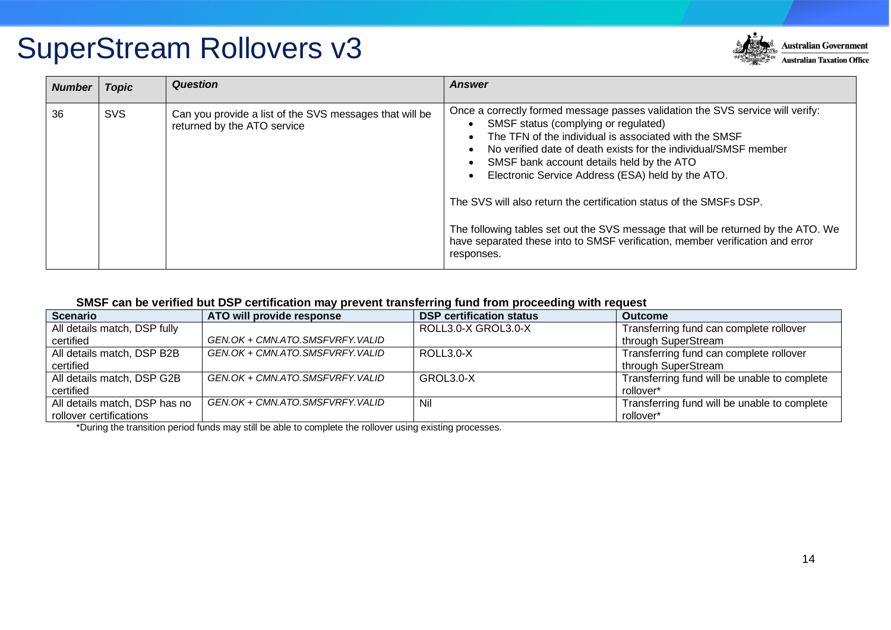# SuperStream Rollovers v3

| Number | Topic | Question | Answer |
|---|---|---|---|
| 36 | SVS | Can you provide a list of the SVS messages that will be returned by the ATO service | Once a correctly formed message passes validation the SVS service will verify:<br>• SMSF status (complying or regulated)<br>• The TFN of the individual is associated with the SMSF<br>• No verified date of death exists for the individual/SMSF member<br>• SMSF bank account details held by the ATO<br>• Electronic Service Address (ESA) held by the ATO.<br><br>The SVS will also return the certification status of the SMSFs DSP.<br><br>The following tables set out the SVS message that will be returned by the ATO. We have separated these into to SMSF verification, member verification and error responses. |

**SMSF can be verified but DSP certification may prevent transferring fund from proceeding with request**

| Scenario | ATO will provide response | DSP certification status | Outcome |
|---|---|---|---|
| All details match, DSP fully certified | *GEN.OK + CMN.ATO.SMSFVRFY.VALID* | ROLL3.0-X GROL3.0-X | Transferring fund can complete rollover through SuperStream |
| All details match, DSP B2B certified | *GEN.OK + CMN.ATO.SMSFVRFY.VALID* | ROLL3.0-X | Transferring fund can complete rollover through SuperStream |
| All details match, DSP G2B certified | *GEN.OK + CMN.ATO.SMSFVRFY.VALID* | GROL3.0-X | Transferring fund will be unable to complete rollover* |
| All details match, DSP has no rollover certifications | *GEN.OK + CMN.ATO.SMSFVRFY.VALID* | Nil | Transferring fund will be unable to complete rollover* |

*During the transition period funds may still be able to complete the rollover using existing processes.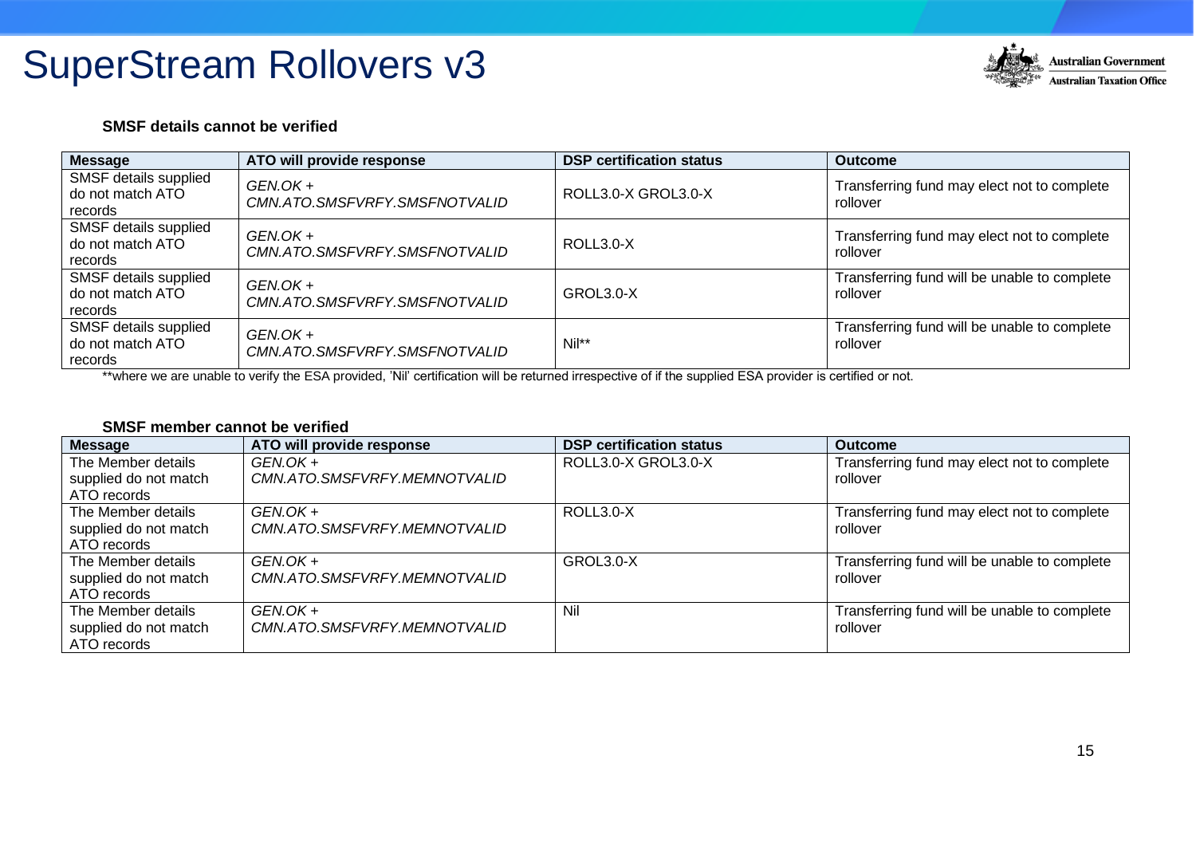# SuperStream Rollovers v3

### SMSF details cannot be verified

| Message | ATO will provide response | DSP certification status | Outcome |
|---|---|---|---|
| SMSF details supplied do not match ATO records | *GEN.OK + CMN.ATO.SMSFVRFY.SMSFNOTVALID* | ROLL3.0-X GROL3.0-X | Transferring fund may elect not to complete rollover |
| SMSF details supplied do not match ATO records | *GEN.OK + CMN.ATO.SMSFVRFY.SMSFNOTVALID* | ROLL3.0-X | Transferring fund may elect not to complete rollover |
| SMSF details supplied do not match ATO records | *GEN.OK + CMN.ATO.SMSFVRFY.SMSFNOTVALID* | GROL3.0-X | Transferring fund will be unable to complete rollover |
| SMSF details supplied do not match ATO records | *GEN.OK + CMN.ATO.SMSFVRFY.SMSFNOTVALID* | Nil** | Transferring fund will be unable to complete rollover |

**where we are unable to verify the ESA provided, 'Nil' certification will be returned irrespective of if the supplied ESA provider is certified or not.

### SMSF member cannot be verified

| Message | ATO will provide response | DSP certification status | Outcome |
|---|---|---|---|
| The Member details supplied do not match ATO records | *GEN.OK + CMN.ATO.SMSFVRFY.MEMNOTVALID* | ROLL3.0-X GROL3.0-X | Transferring fund may elect not to complete rollover |
| The Member details supplied do not match ATO records | *GEN.OK + CMN.ATO.SMSFVRFY.MEMNOTVALID* | ROLL3.0-X | Transferring fund may elect not to complete rollover |
| The Member details supplied do not match ATO records | *GEN.OK + CMN.ATO.SMSFVRFY.MEMNOTVALID* | GROL3.0-X | Transferring fund will be unable to complete rollover |
| The Member details supplied do not match ATO records | *GEN.OK + CMN.ATO.SMSFVRFY.MEMNOTVALID* | Nil | Transferring fund will be unable to complete rollover |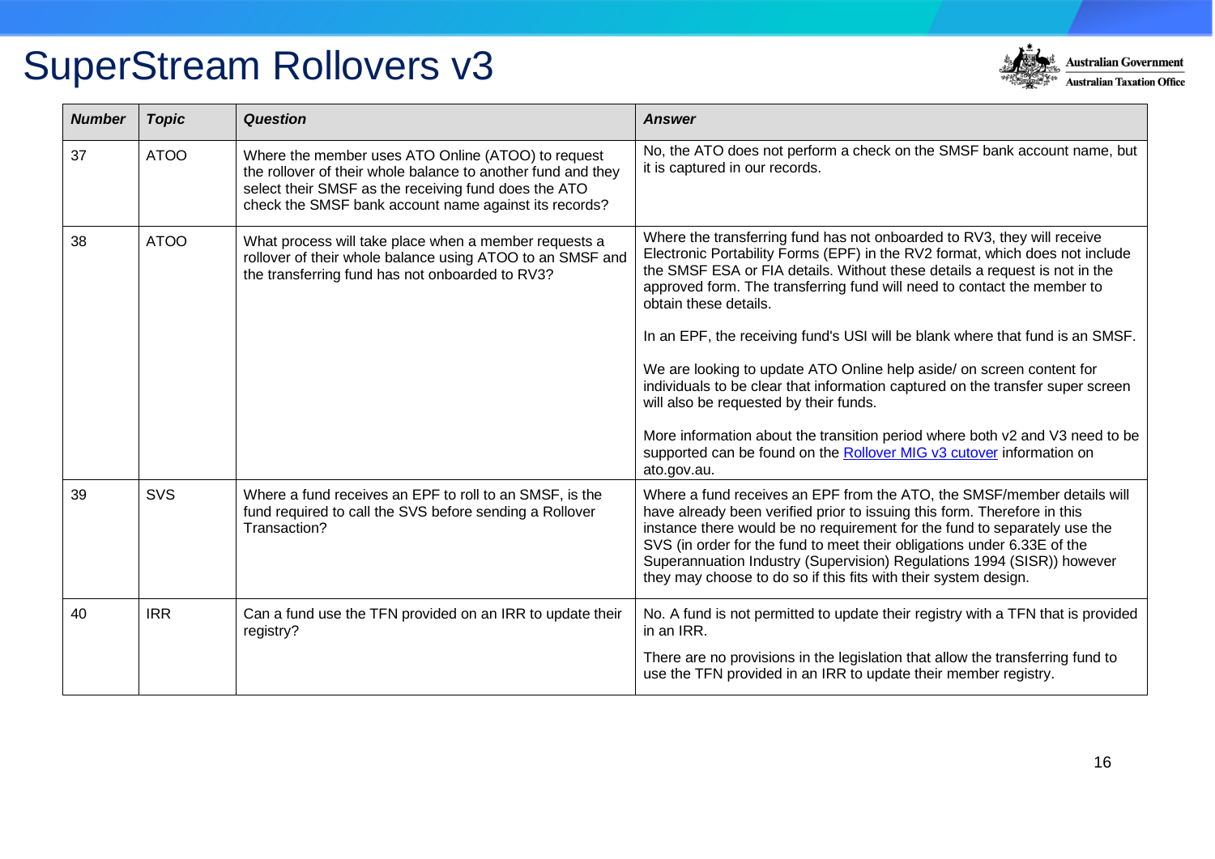# SuperStream Rollovers v3

| Number | Topic | Question | Answer |
|---|---|---|---|
| 37 | ATOO | Where the member uses ATO Online (ATOO) to request the rollover of their whole balance to another fund and they select their SMSF as the receiving fund does the ATO check the SMSF bank account name against its records? | No, the ATO does not perform a check on the SMSF bank account name, but it is captured in our records. |
| 38 | ATOO | What process will take place when a member requests a rollover of their whole balance using ATOO to an SMSF and the transferring fund has not onboarded to RV3? | Where the transferring fund has not onboarded to RV3, they will receive Electronic Portability Forms (EPF) in the RV2 format, which does not include the SMSF ESA or FIA details. Without these details a request is not in the approved form. The transferring fund will need to contact the member to obtain these details.<br><br>In an EPF, the receiving fund's USI will be blank where that fund is an SMSF.<br><br>We are looking to update ATO Online help aside/ on screen content for individuals to be clear that information captured on the transfer super screen will also be requested by their funds.<br><br>More information about the transition period where both v2 and V3 need to be supported can be found on the [Rollover MIG v3 cutover] information on ato.gov.au. |
| 39 | SVS | Where a fund receives an EPF to roll to an SMSF, is the fund required to call the SVS before sending a Rollover Transaction? | Where a fund receives an EPF from the ATO, the SMSF/member details will have already been verified prior to issuing this form. Therefore in this instance there would be no requirement for the fund to separately use the SVS (in order for the fund to meet their obligations under 6.33E of the Superannuation Industry (Supervision) Regulations 1994 (SISR)) however they may choose to do so if this fits with their system design. |
| 40 | IRR | Can a fund use the TFN provided on an IRR to update their registry? | No. A fund is not permitted to update their registry with a TFN that is provided in an IRR.<br><br>There are no provisions in the legislation that allow the transferring fund to use the TFN provided in an IRR to update their member registry. |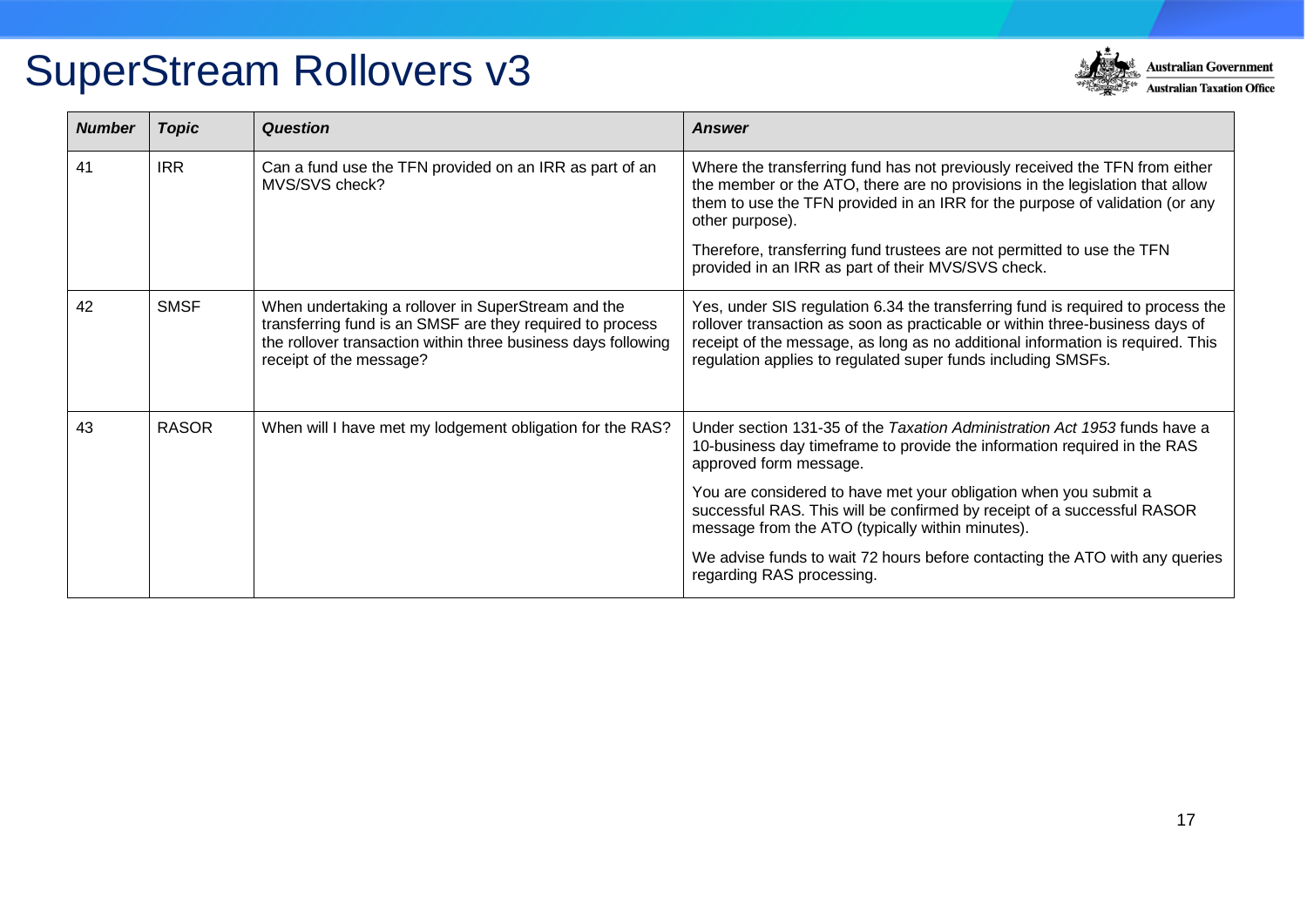# SuperStream Rollovers v3

| *Number* | *Topic* | *Question* | *Answer* |
|---|---|---|---|
| 41 | IRR | Can a fund use the TFN provided on an IRR as part of an MVS/SVS check? | Where the transferring fund has not previously received the TFN from either the member or the ATO, there are no provisions in the legislation that allow them to use the TFN provided in an IRR for the purpose of validation (or any other purpose).<br><br>Therefore, transferring fund trustees are not permitted to use the TFN provided in an IRR as part of their MVS/SVS check. |
| 42 | SMSF | When undertaking a rollover in SuperStream and the transferring fund is an SMSF are they required to process the rollover transaction within three business days following receipt of the message? | Yes, under SIS regulation 6.34 the transferring fund is required to process the rollover transaction as soon as practicable or within three-business days of receipt of the message, as long as no additional information is required. This regulation applies to regulated super funds including SMSFs. |
| 43 | RASOR | When will I have met my lodgement obligation for the RAS? | Under section 131-35 of the *Taxation Administration Act 1953* funds have a 10-business day timeframe to provide the information required in the RAS approved form message.<br><br>You are considered to have met your obligation when you submit a successful RAS. This will be confirmed by receipt of a successful RASOR message from the ATO (typically within minutes).<br><br>We advise funds to wait 72 hours before contacting the ATO with any queries regarding RAS processing. |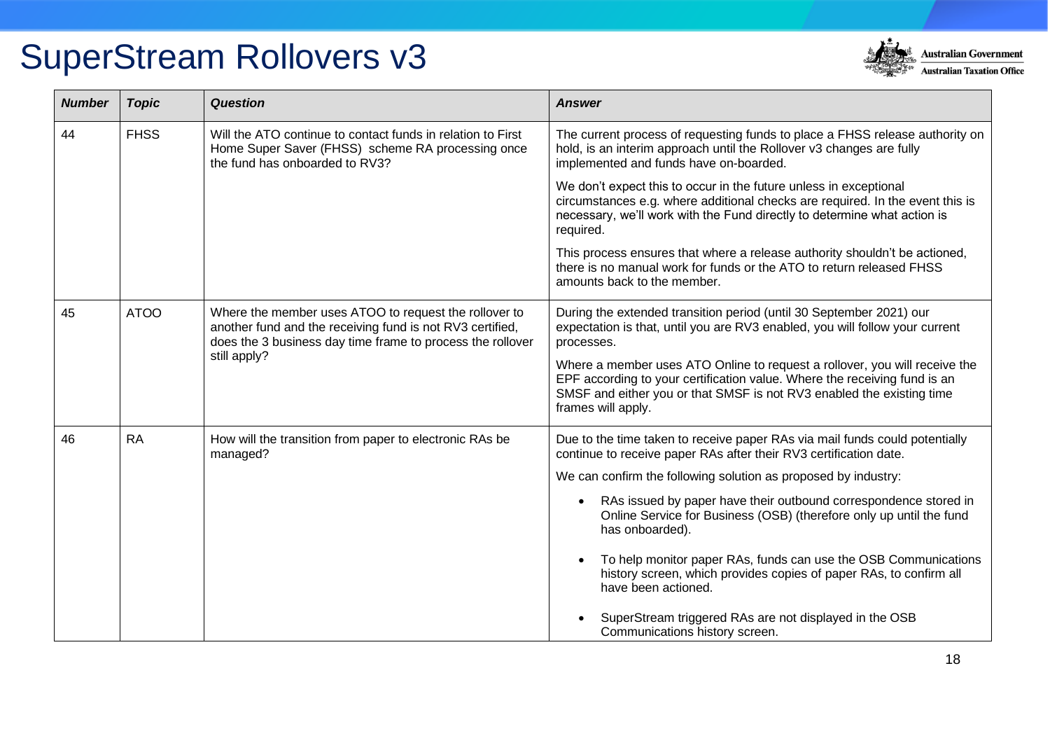# SuperStream Rollovers v3

| Number | Topic | Question | Answer |
|---|---|---|---|
| 44 | FHSS | Will the ATO continue to contact funds in relation to First Home Super Saver (FHSS) scheme RA processing once the fund has onboarded to RV3? | The current process of requesting funds to place a FHSS release authority on hold, is an interim approach until the Rollover v3 changes are fully implemented and funds have on-boarded.<br><br>We don't expect this to occur in the future unless in exceptional circumstances e.g. where additional checks are required. In the event this is necessary, we'll work with the Fund directly to determine what action is required.<br><br>This process ensures that where a release authority shouldn't be actioned, there is no manual work for funds or the ATO to return released FHSS amounts back to the member. |
| 45 | ATOO | Where the member uses ATOO to request the rollover to another fund and the receiving fund is not RV3 certified, does the 3 business day time frame to process the rollover still apply? | During the extended transition period (until 30 September 2021) our expectation is that, until you are RV3 enabled, you will follow your current processes.<br><br>Where a member uses ATO Online to request a rollover, you will receive the EPF according to your certification value. Where the receiving fund is an SMSF and either you or that SMSF is not RV3 enabled the existing time frames will apply. |
| 46 | RA | How will the transition from paper to electronic RAs be managed? | Due to the time taken to receive paper RAs via mail funds could potentially continue to receive paper RAs after their RV3 certification date.<br><br>We can confirm the following solution as proposed by industry:<br><br>• RAs issued by paper have their outbound correspondence stored in Online Service for Business (OSB) (therefore only up until the fund has onboarded).<br><br>• To help monitor paper RAs, funds can use the OSB Communications history screen, which provides copies of paper RAs, to confirm all have been actioned.<br><br>• SuperStream triggered RAs are not displayed in the OSB Communications history screen. |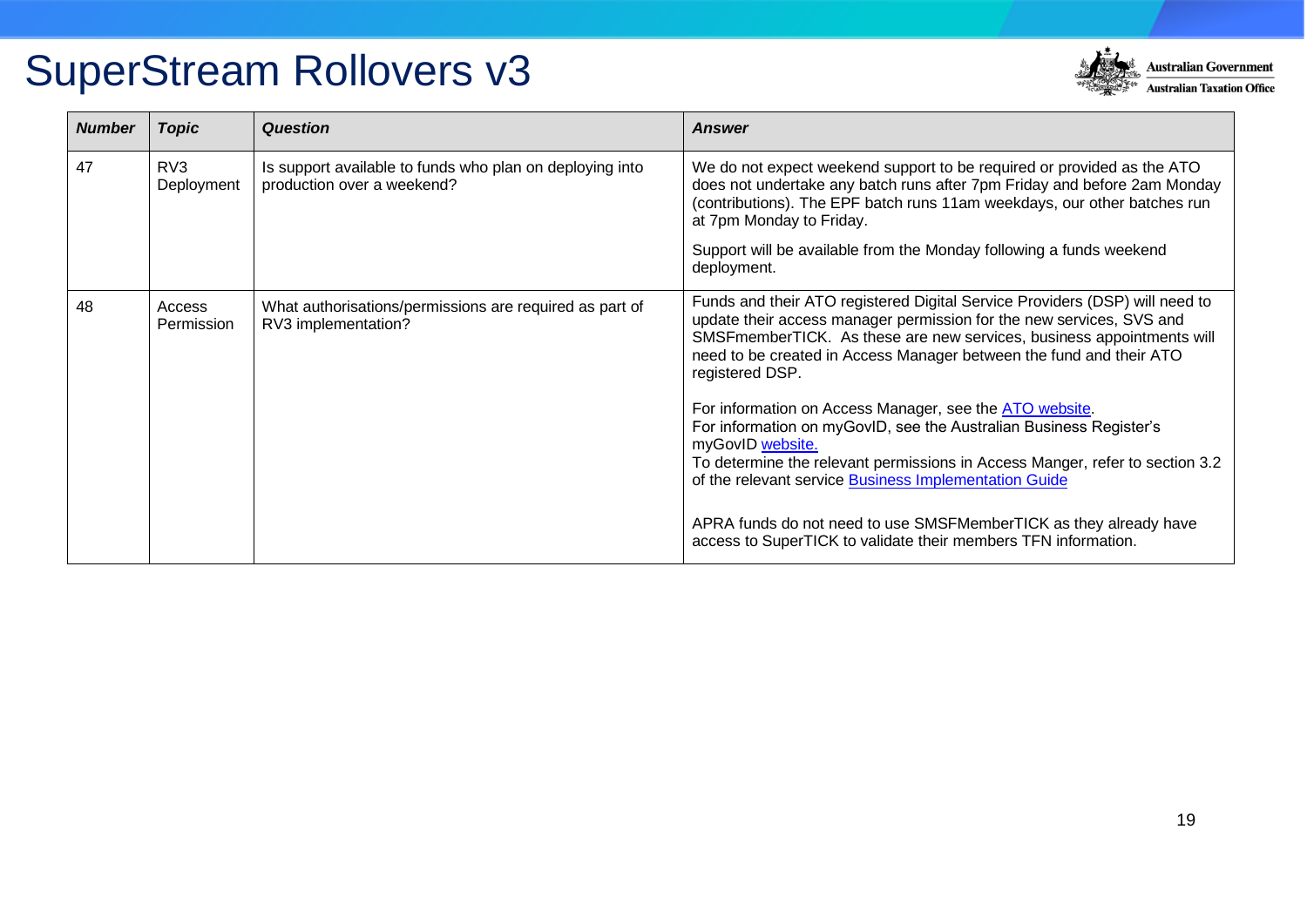# SuperStream Rollovers v3

| Number | Topic | Question | Answer |
|---|---|---|---|
| 47 | RV3 Deployment | Is support available to funds who plan on deploying into production over a weekend? | We do not expect weekend support to be required or provided as the ATO does not undertake any batch runs after 7pm Friday and before 2am Monday (contributions). The EPF batch runs 11am weekdays, our other batches run at 7pm Monday to Friday.<br><br>Support will be available from the Monday following a funds weekend deployment. |
| 48 | Access Permission | What authorisations/permissions are required as part of RV3 implementation? | Funds and their ATO registered Digital Service Providers (DSP) will need to update their access manager permission for the new services, SVS and SMSFmemberTICK. As these are new services, business appointments will need to be created in Access Manager between the fund and their ATO registered DSP.<br><br>For information on Access Manager, see the ATO website.<br>For information on myGovID, see the Australian Business Register's myGovID website.<br>To determine the relevant permissions in Access Manger, refer to section 3.2 of the relevant service Business Implementation Guide<br><br>APRA funds do not need to use SMSFMemberTICK as they already have access to SuperTICK to validate their members TFN information. |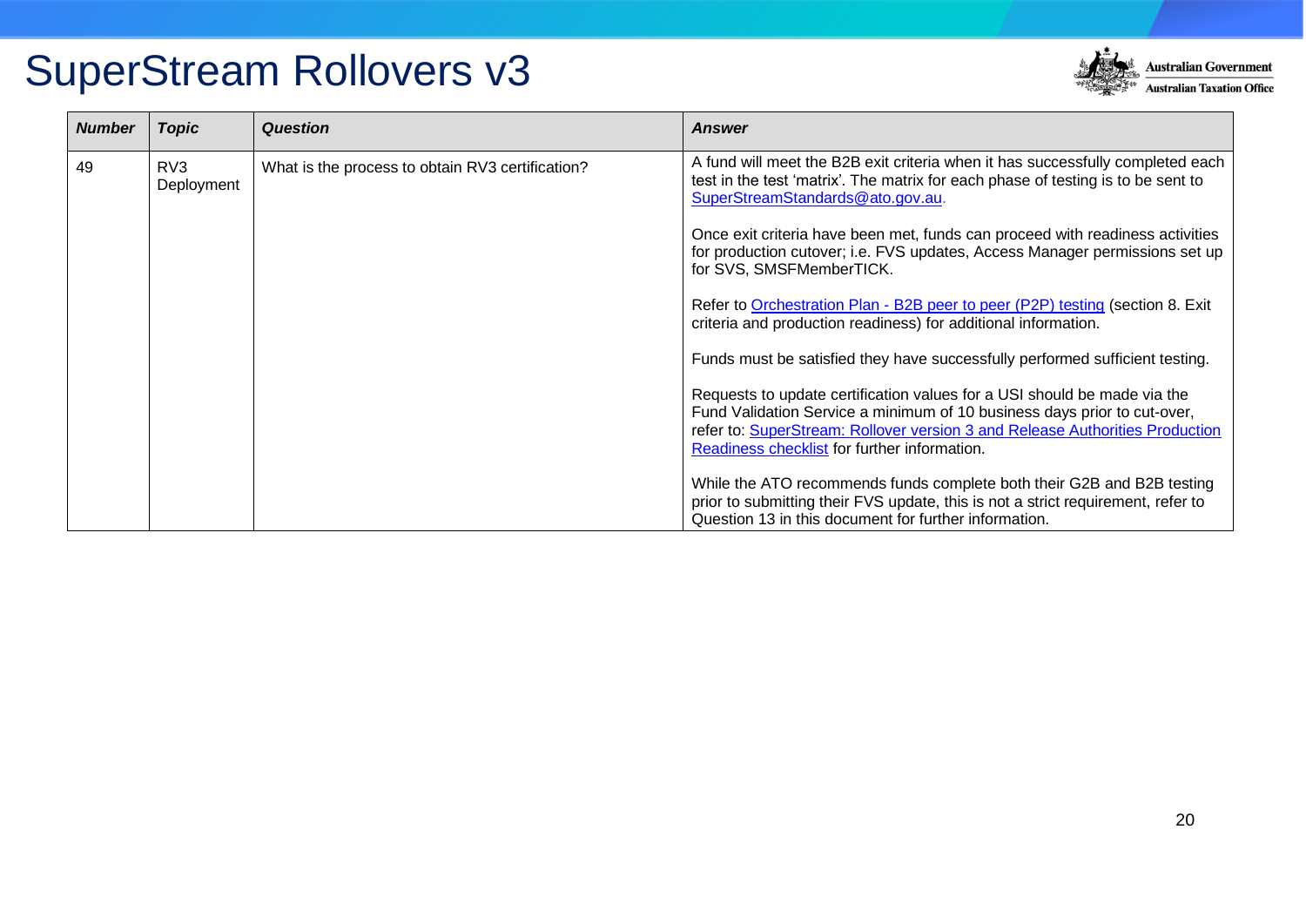# SuperStream Rollovers v3

| Number | Topic | Question | Answer |
|---|---|---|---|
| 49 | RV3 Deployment | What is the process to obtain RV3 certification? | A fund will meet the B2B exit criteria when it has successfully completed each test in the test 'matrix'. The matrix for each phase of testing is to be sent to SuperStreamStandards@ato.gov.au.<br><br>Once exit criteria have been met, funds can proceed with readiness activities for production cutover; i.e. FVS updates, Access Manager permissions set up for SVS, SMSFMemberTICK.<br><br>Refer to Orchestration Plan - B2B peer to peer (P2P) testing (section 8. Exit criteria and production readiness) for additional information.<br><br>Funds must be satisfied they have successfully performed sufficient testing.<br><br>Requests to update certification values for a USI should be made via the Fund Validation Service a minimum of 10 business days prior to cut-over, refer to: SuperStream: Rollover version 3 and Release Authorities Production Readiness checklist for further information.<br><br>While the ATO recommends funds complete both their G2B and B2B testing prior to submitting their FVS update, this is not a strict requirement, refer to Question 13 in this document for further information. |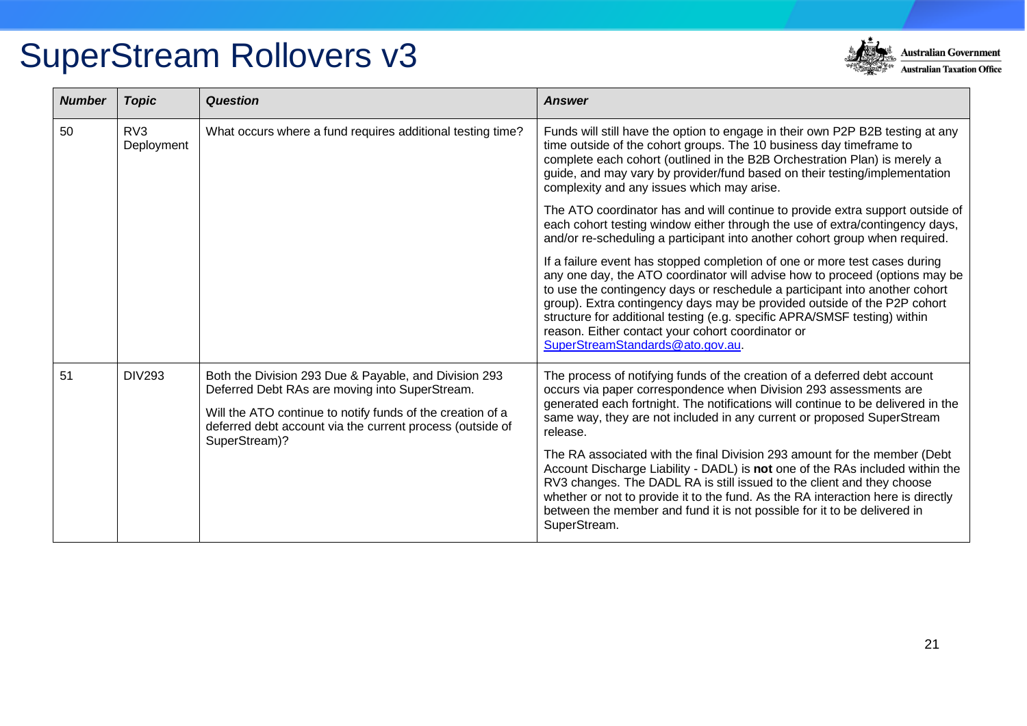# SuperStream Rollovers v3

| ***Number*** | ***Topic*** | ***Question*** | ***Answer*** |
|---|---|---|---|
| 50 | RV3 Deployment | What occurs where a fund requires additional testing time? | Funds will still have the option to engage in their own P2P B2B testing at any time outside of the cohort groups. The 10 business day timeframe to complete each cohort (outlined in the B2B Orchestration Plan) is merely a guide, and may vary by provider/fund based on their testing/implementation complexity and any issues which may arise.<br><br>The ATO coordinator has and will continue to provide extra support outside of each cohort testing window either through the use of extra/contingency days, and/or re-scheduling a participant into another cohort group when required.<br><br>If a failure event has stopped completion of one or more test cases during any one day, the ATO coordinator will advise how to proceed (options may be to use the contingency days or reschedule a participant into another cohort group). Extra contingency days may be provided outside of the P2P cohort structure for additional testing (e.g. specific APRA/SMSF testing) within reason. Either contact your cohort coordinator or SuperStreamStandards@ato.gov.au. |
| 51 | DIV293 | Both the Division 293 Due & Payable, and Division 293 Deferred Debt RAs are moving into SuperStream.<br><br>Will the ATO continue to notify funds of the creation of a deferred debt account via the current process (outside of SuperStream)? | The process of notifying funds of the creation of a deferred debt account occurs via paper correspondence when Division 293 assessments are generated each fortnight. The notifications will continue to be delivered in the same way, they are not included in any current or proposed SuperStream release.<br><br>The RA associated with the final Division 293 amount for the member (Debt Account Discharge Liability - DADL) is **not** one of the RAs included within the RV3 changes. The DADL RA is still issued to the client and they choose whether or not to provide it to the fund. As the RA interaction here is directly between the member and fund it is not possible for it to be delivered in SuperStream. |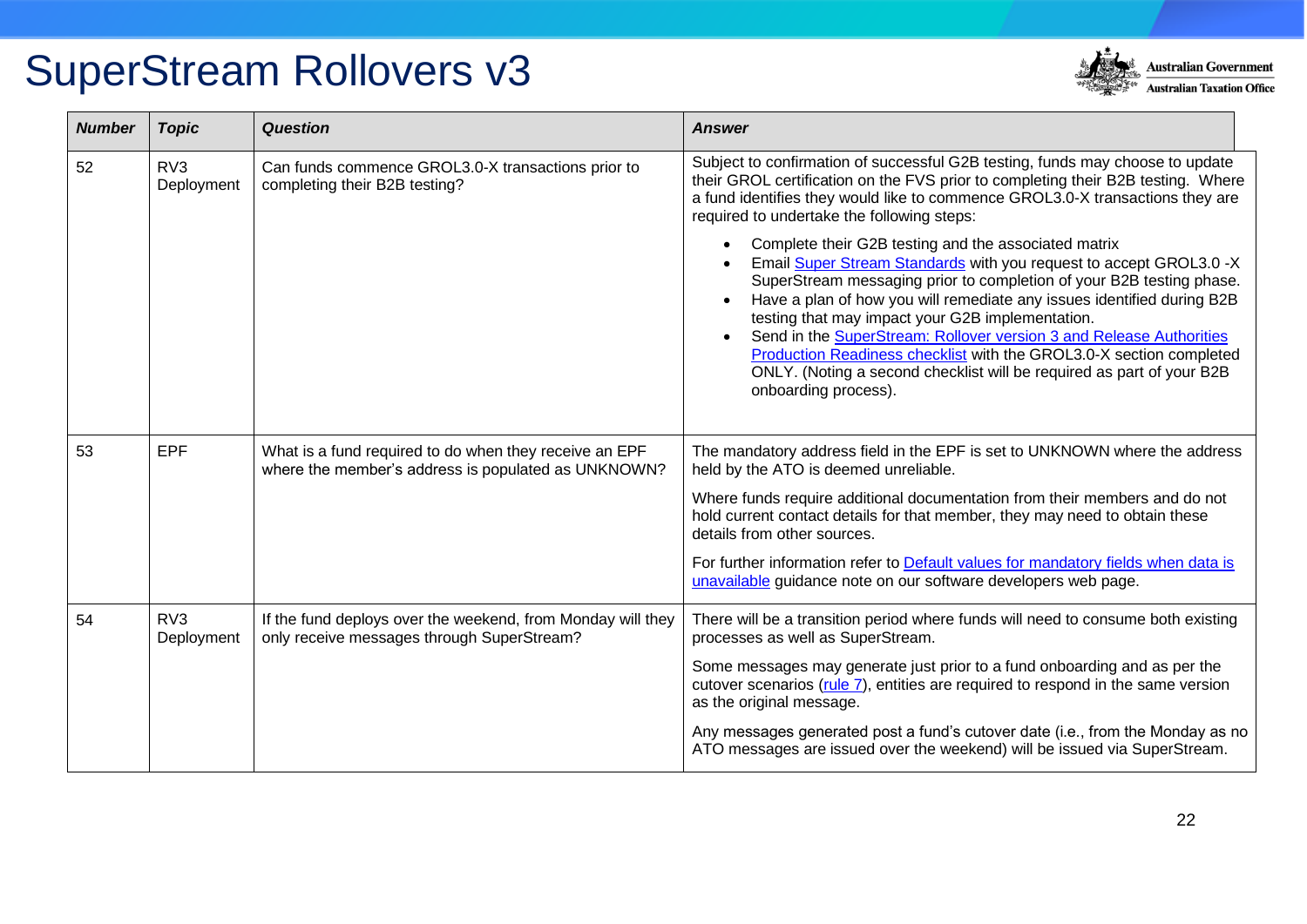# SuperStream Rollovers v3

| Number | Topic | Question | Answer |
|---|---|---|---|
| 52 | RV3 Deployment | Can funds commence GROL3.0-X transactions prior to completing their B2B testing? | Subject to confirmation of successful G2B testing, funds may choose to update their GROL certification on the FVS prior to completing their B2B testing. Where a fund identifies they would like to commence GROL3.0-X transactions they are required to undertake the following steps:<br>• Complete their G2B testing and the associated matrix<br>• Email Super Stream Standards with you request to accept GROL3.0 -X SuperStream messaging prior to completion of your B2B testing phase.<br>• Have a plan of how you will remediate any issues identified during B2B testing that may impact your G2B implementation.<br>• Send in the SuperStream: Rollover version 3 and Release Authorities Production Readiness checklist with the GROL3.0-X section completed ONLY. (Noting a second checklist will be required as part of your B2B onboarding process). |
| 53 | EPF | What is a fund required to do when they receive an EPF where the member's address is populated as UNKNOWN? | The mandatory address field in the EPF is set to UNKNOWN where the address held by the ATO is deemed unreliable.<br><br>Where funds require additional documentation from their members and do not hold current contact details for that member, they may need to obtain these details from other sources.<br><br>For further information refer to Default values for mandatory fields when data is unavailable guidance note on our software developers web page. |
| 54 | RV3 Deployment | If the fund deploys over the weekend, from Monday will they only receive messages through SuperStream? | There will be a transition period where funds will need to consume both existing processes as well as SuperStream.<br><br>Some messages may generate just prior to a fund onboarding and as per the cutover scenarios (rule 7), entities are required to respond in the same version as the original message.<br><br>Any messages generated post a fund's cutover date (i.e., from the Monday as no ATO messages are issued over the weekend) will be issued via SuperStream. |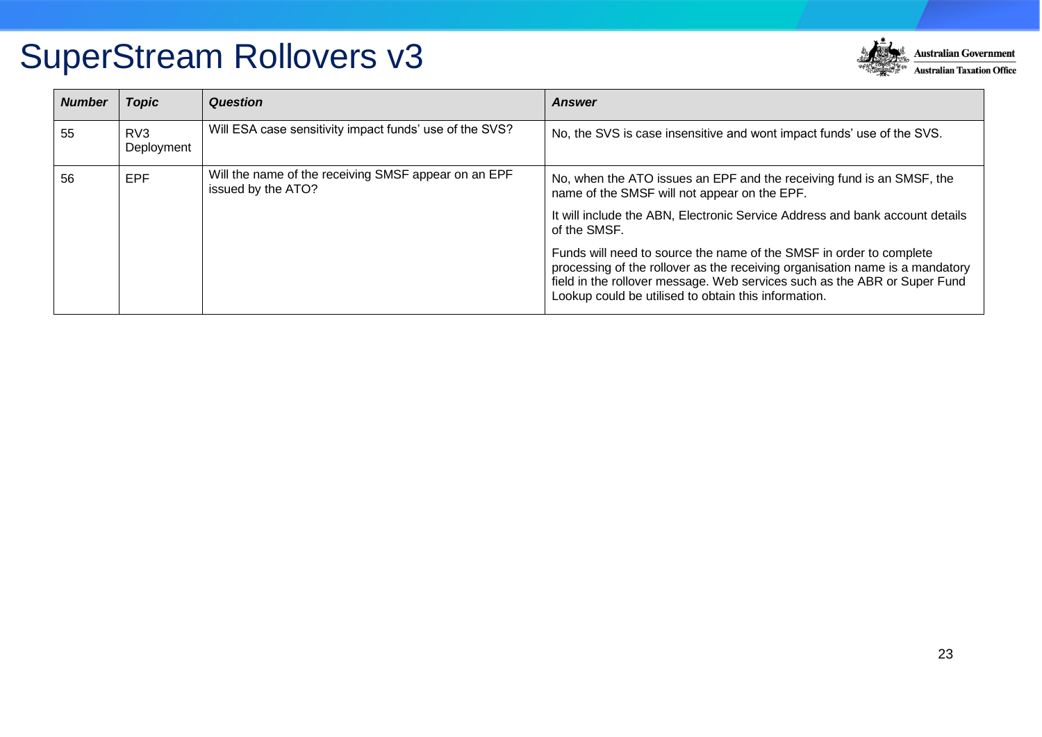# SuperStream Rollovers v3

| Number | Topic | Question | Answer |
|---|---|---|---|
| 55 | RV3 Deployment | Will ESA case sensitivity impact funds' use of the SVS? | No, the SVS is case insensitive and wont impact funds' use of the SVS. |
| 56 | EPF | Will the name of the receiving SMSF appear on an EPF issued by the ATO? | No, when the ATO issues an EPF and the receiving fund is an SMSF, the name of the SMSF will not appear on the EPF.<br><br>It will include the ABN, Electronic Service Address and bank account details of the SMSF.<br><br>Funds will need to source the name of the SMSF in order to complete processing of the rollover as the receiving organisation name is a mandatory field in the rollover message. Web services such as the ABR or Super Fund Lookup could be utilised to obtain this information. |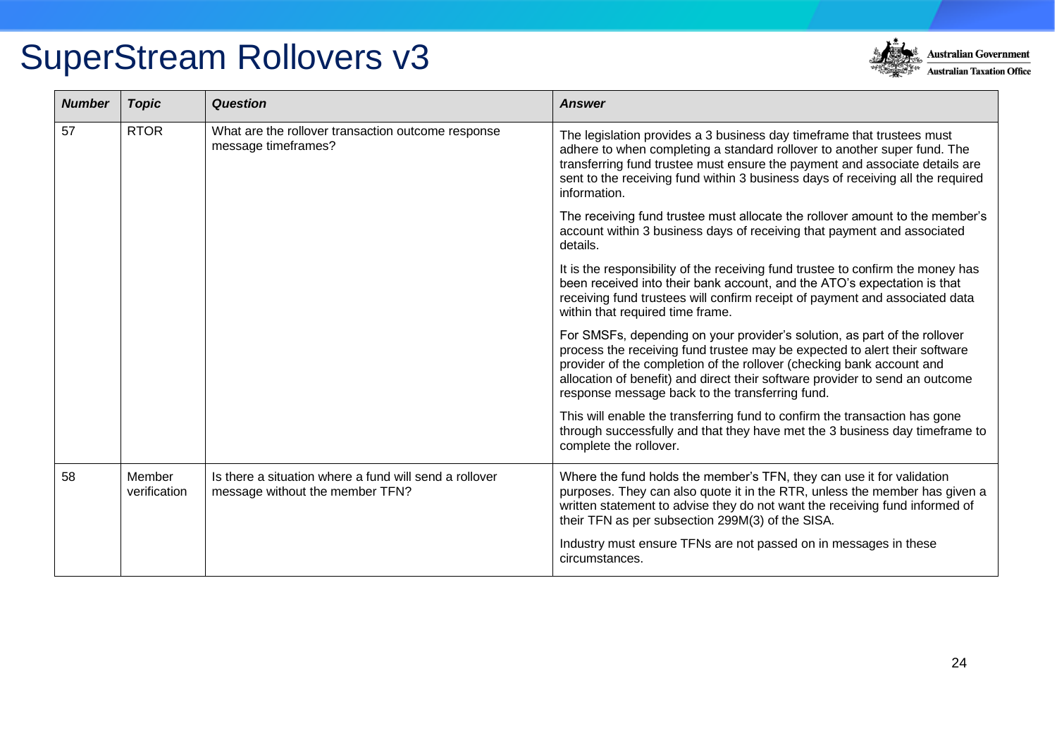# SuperStream Rollovers v3

| Number | Topic | Question | Answer |
| --- | --- | --- | --- |
| 57 | RTOR | What are the rollover transaction outcome response message timeframes? | The legislation provides a 3 business day timeframe that trustees must adhere to when completing a standard rollover to another super fund. The transferring fund trustee must ensure the payment and associate details are sent to the receiving fund within 3 business days of receiving all the required information.<br><br>The receiving fund trustee must allocate the rollover amount to the member's account within 3 business days of receiving that payment and associated details.<br><br>It is the responsibility of the receiving fund trustee to confirm the money has been received into their bank account, and the ATO's expectation is that receiving fund trustees will confirm receipt of payment and associated data within that required time frame.<br><br>For SMSFs, depending on your provider's solution, as part of the rollover process the receiving fund trustee may be expected to alert their software provider of the completion of the rollover (checking bank account and allocation of benefit) and direct their software provider to send an outcome response message back to the transferring fund.<br><br>This will enable the transferring fund to confirm the transaction has gone through successfully and that they have met the 3 business day timeframe to complete the rollover. |
| 58 | Member verification | Is there a situation where a fund will send a rollover message without the member TFN? | Where the fund holds the member's TFN, they can use it for validation purposes. They can also quote it in the RTR, unless the member has given a written statement to advise they do not want the receiving fund informed of their TFN as per subsection 299M(3) of the SISA.<br><br>Industry must ensure TFNs are not passed on in messages in these circumstances. |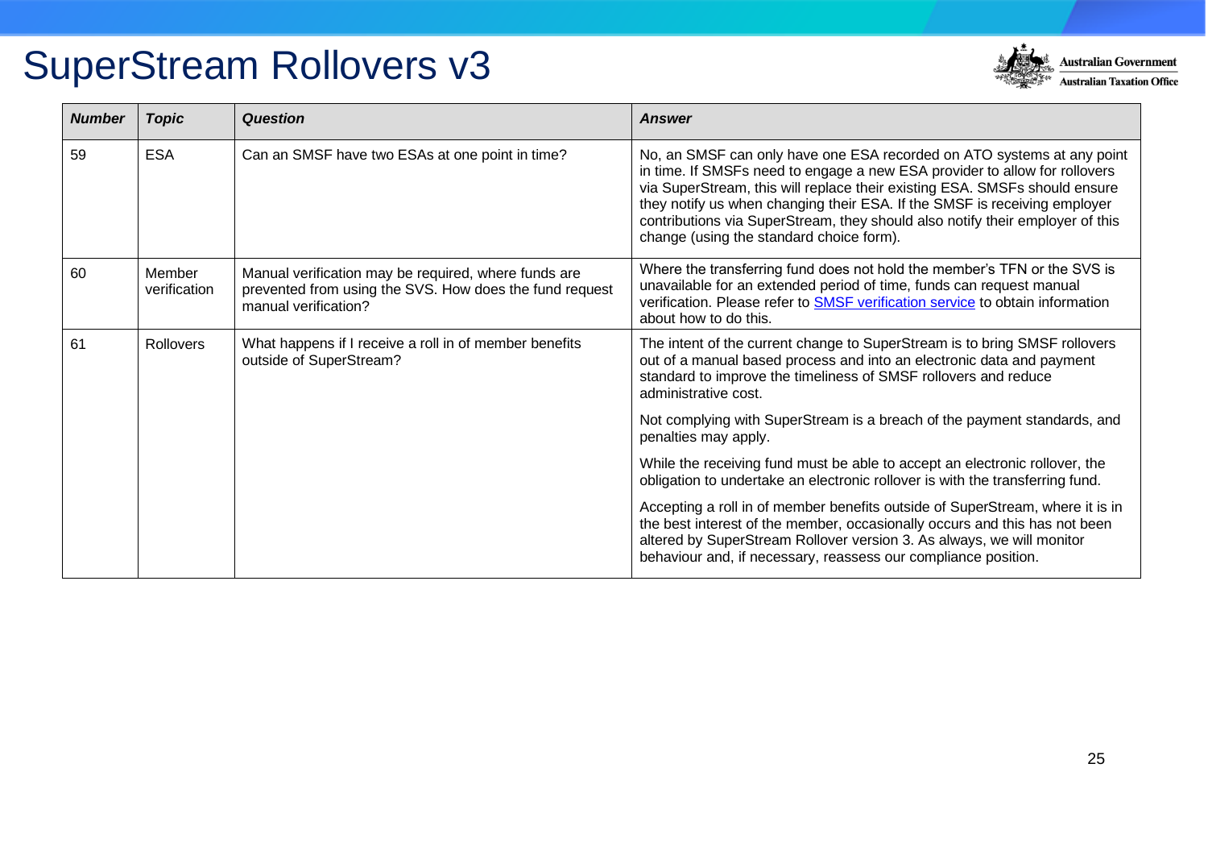# SuperStream Rollovers v3

| ***Number*** | ***Topic*** | ***Question*** | ***Answer*** |
|---|---|---|---|
| 59 | ESA | Can an SMSF have two ESAs at one point in time? | No, an SMSF can only have one ESA recorded on ATO systems at any point in time. If SMSFs need to engage a new ESA provider to allow for rollovers via SuperStream, this will replace their existing ESA. SMSFs should ensure they notify us when changing their ESA. If the SMSF is receiving employer contributions via SuperStream, they should also notify their employer of this change (using the standard choice form). |
| 60 | Member verification | Manual verification may be required, where funds are prevented from using the SVS. How does the fund request manual verification? | Where the transferring fund does not hold the member's TFN or the SVS is unavailable for an extended period of time, funds can request manual verification. Please refer to [SMSF verification service]() to obtain information about how to do this. |
| 61 | Rollovers | What happens if I receive a roll in of member benefits outside of SuperStream? | The intent of the current change to SuperStream is to bring SMSF rollovers out of a manual based process and into an electronic data and payment standard to improve the timeliness of SMSF rollovers and reduce administrative cost.<br><br>Not complying with SuperStream is a breach of the payment standards, and penalties may apply.<br><br>While the receiving fund must be able to accept an electronic rollover, the obligation to undertake an electronic rollover is with the transferring fund.<br><br>Accepting a roll in of member benefits outside of SuperStream, where it is in the best interest of the member, occasionally occurs and this has not been altered by SuperStream Rollover version 3. As always, we will monitor behaviour and, if necessary, reassess our compliance position. |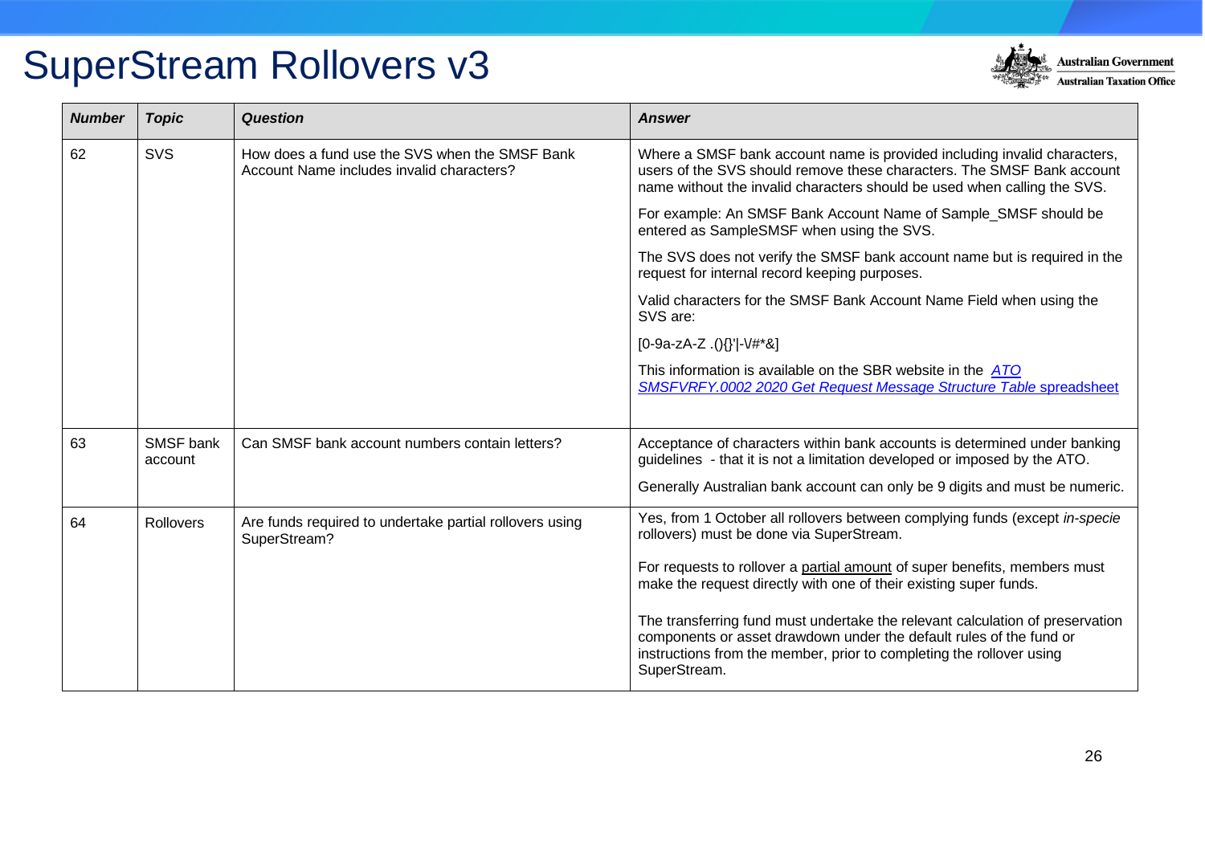# SuperStream Rollovers v3

| Number | Topic | Question | Answer |
|---|---|---|---|
| 62 | SVS | How does a fund use the SVS when the SMSF Bank Account Name includes invalid characters? | Where a SMSF bank account name is provided including invalid characters, users of the SVS should remove these characters. The SMSF Bank account name without the invalid characters should be used when calling the SVS.<br><br>For example: An SMSF Bank Account Name of Sample_SMSF should be entered as SampleSMSF when using the SVS.<br><br>The SVS does not verify the SMSF bank account name but is required in the request for internal record keeping purposes.<br><br>Valid characters for the SMSF Bank Account Name Field when using the SVS are:<br><br>[0-9a-zA-Z .(){}'&#124;-\/#*&]<br><br>This information is available on the SBR website in the *ATO SMSFVRFY.0002 2020 Get Request Message Structure Table* spreadsheet |
| 63 | SMSF bank account | Can SMSF bank account numbers contain letters? | Acceptance of characters within bank accounts is determined under banking guidelines - that it is not a limitation developed or imposed by the ATO.<br><br>Generally Australian bank account can only be 9 digits and must be numeric. |
| 64 | Rollovers | Are funds required to undertake partial rollovers using SuperStream? | Yes, from 1 October all rollovers between complying funds (except *in-specie* rollovers) must be done via SuperStream.<br><br>For requests to rollover a partial amount of super benefits, members must make the request directly with one of their existing super funds.<br><br>The transferring fund must undertake the relevant calculation of preservation components or asset drawdown under the default rules of the fund or instructions from the member, prior to completing the rollover using SuperStream. |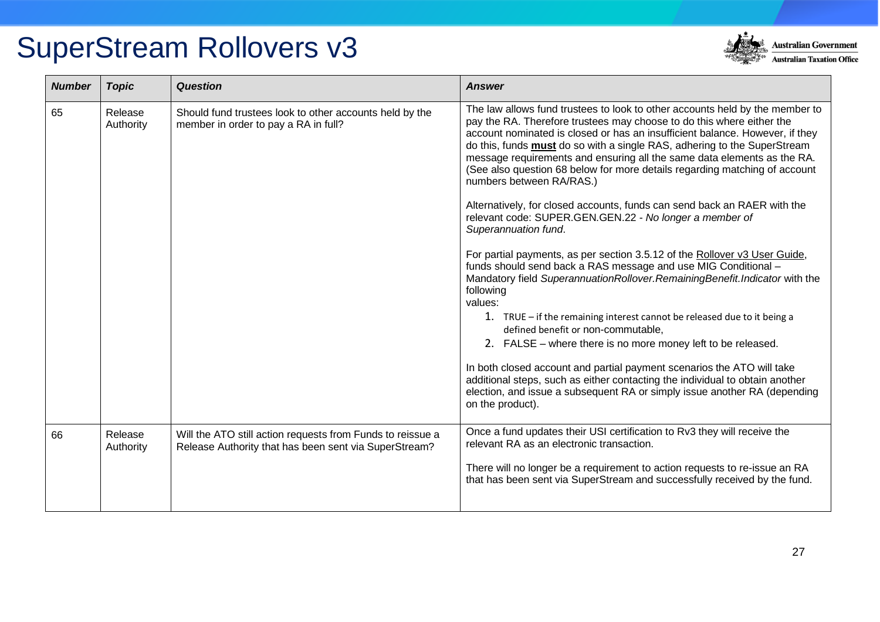# SuperStream Rollovers v3

| Number | Topic | Question | Answer |
|---|---|---|---|
| 65 | Release Authority | Should fund trustees look to other accounts held by the member in order to pay a RA in full? | The law allows fund trustees to look to other accounts held by the member to pay the RA. Therefore trustees may choose to do this where either the account nominated is closed or has an insufficient balance. However, if they do this, funds **must** do so with a single RAS, adhering to the SuperStream message requirements and ensuring all the same data elements as the RA. (See also question 68 below for more details regarding matching of account numbers between RA/RAS.)<br><br>Alternatively, for closed accounts, funds can send back an RAER with the relevant code: SUPER.GEN.GEN.22 - *No longer a member of Superannuation fund*.<br><br>For partial payments, as per section 3.5.12 of the Rollover v3 User Guide, funds should send back a RAS message and use MIG Conditional – Mandatory field *SuperannuationRollover.RemainingBenefit.Indicator* with the following values:<br>1. TRUE – if the remaining interest cannot be released due to it being a defined benefit or non-commutable,<br>2. FALSE – where there is no more money left to be released.<br><br>In both closed account and partial payment scenarios the ATO will take additional steps, such as either contacting the individual to obtain another election, and issue a subsequent RA or simply issue another RA (depending on the product). |
| 66 | Release Authority | Will the ATO still action requests from Funds to reissue a Release Authority that has been sent via SuperStream? | Once a fund updates their USI certification to Rv3 they will receive the relevant RA as an electronic transaction.<br><br>There will no longer be a requirement to action requests to re-issue an RA that has been sent via SuperStream and successfully received by the fund. |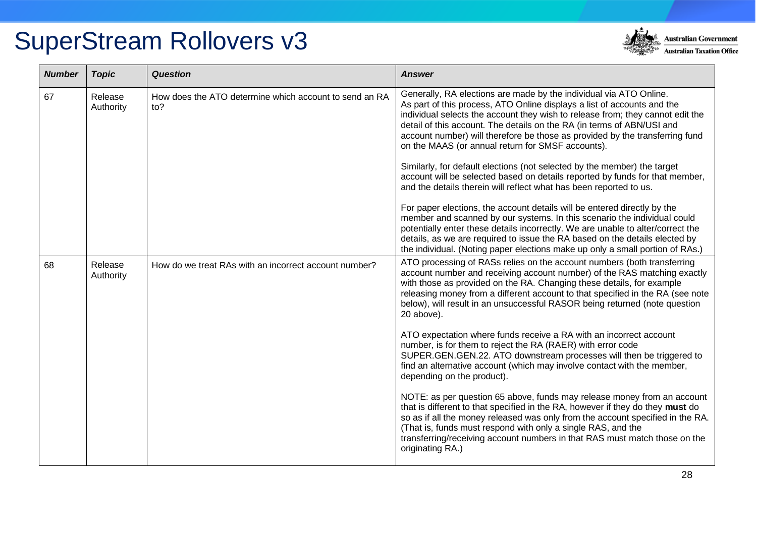# SuperStream Rollovers v3

| Number | Topic | Question | Answer |
|---|---|---|---|
| 67 | Release Authority | How does the ATO determine which account to send an RA to? | Generally, RA elections are made by the individual via ATO Online. As part of this process, ATO Online displays a list of accounts and the individual selects the account they wish to release from; they cannot edit the detail of this account. The details on the RA (in terms of ABN/USI and account number) will therefore be those as provided by the transferring fund on the MAAS (or annual return for SMSF accounts).<br><br>Similarly, for default elections (not selected by the member) the target account will be selected based on details reported by funds for that member, and the details therein will reflect what has been reported to us.<br><br>For paper elections, the account details will be entered directly by the member and scanned by our systems. In this scenario the individual could potentially enter these details incorrectly. We are unable to alter/correct the details, as we are required to issue the RA based on the details elected by the individual. (Noting paper elections make up only a small portion of RAs.) |
| 68 | Release Authority | How do we treat RAs with an incorrect account number? | ATO processing of RASs relies on the account numbers (both transferring account number and receiving account number) of the RAS matching exactly with those as provided on the RA. Changing these details, for example releasing money from a different account to that specified in the RA (see note below), will result in an unsuccessful RASOR being returned (note question 20 above).<br><br>ATO expectation where funds receive a RA with an incorrect account number, is for them to reject the RA (RAER) with error code SUPER.GEN.GEN.22. ATO downstream processes will then be triggered to find an alternative account (which may involve contact with the member, depending on the product).<br><br>NOTE: as per question 65 above, funds may release money from an account that is different to that specified in the RA, however if they do they **must** do so as if all the money released was only from the account specified in the RA. (That is, funds must respond with only a single RAS, and the transferring/receiving account numbers in that RAS must match those on the originating RA.) |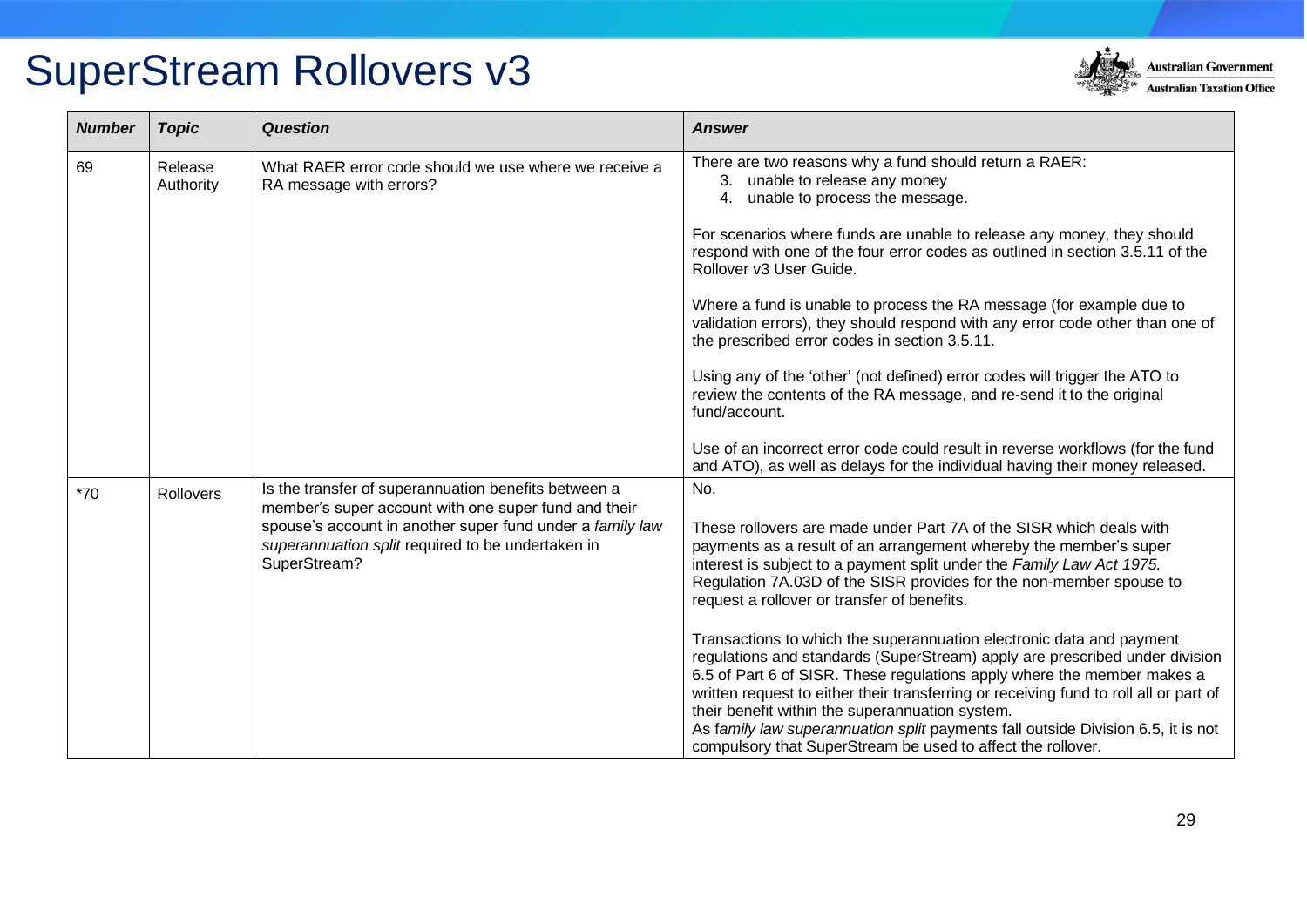# SuperStream Rollovers v3

| Number | Topic | Question | Answer |
|---|---|---|---|
| 69 | Release Authority | What RAER error code should we use where we receive a RA message with errors? | There are two reasons why a fund should return a RAER:<br>3. unable to release any money<br>4. unable to process the message.<br><br>For scenarios where funds are unable to release any money, they should respond with one of the four error codes as outlined in section 3.5.11 of the Rollover v3 User Guide.<br><br>Where a fund is unable to process the RA message (for example due to validation errors), they should respond with any error code other than one of the prescribed error codes in section 3.5.11.<br><br>Using any of the 'other' (not defined) error codes will trigger the ATO to review the contents of the RA message, and re-send it to the original fund/account.<br><br>Use of an incorrect error code could result in reverse workflows (for the fund and ATO), as well as delays for the individual having their money released. |
| *70 | Rollovers | Is the transfer of superannuation benefits between a member's super account with one super fund and their spouse's account in another super fund under a *family law superannuation split* required to be undertaken in SuperStream? | No.<br><br>These rollovers are made under Part 7A of the SISR which deals with payments as a result of an arrangement whereby the member's super interest is subject to a payment split under the *Family Law Act 1975.* Regulation 7A.03D of the SISR provides for the non-member spouse to request a rollover or transfer of benefits.<br><br>Transactions to which the superannuation electronic data and payment regulations and standards (SuperStream) apply are prescribed under division 6.5 of Part 6 of SISR. These regulations apply where the member makes a written request to either their transferring or receiving fund to roll all or part of their benefit within the superannuation system.<br>As f*amily law superannuation split* payments fall outside Division 6.5, it is not compulsory that SuperStream be used to affect the rollover. |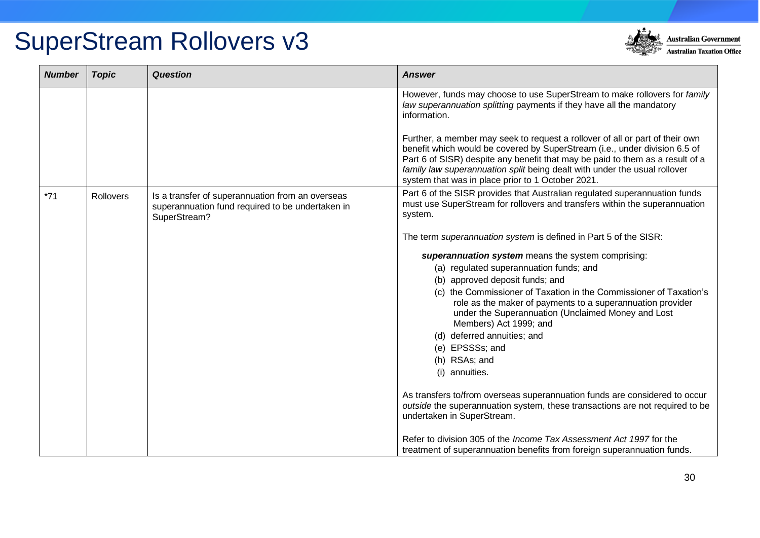# SuperStream Rollovers v3

| Number | Topic | Question | Answer |
|---|---|---|---|
| | | | However, funds may choose to use SuperStream to make rollovers for *family law superannuation splitting* payments if they have all the mandatory information.<br><br>Further, a member may seek to request a rollover of all or part of their own benefit which would be covered by SuperStream (i.e., under division 6.5 of Part 6 of SISR) despite any benefit that may be paid to them as a result of a *family law superannuation split* being dealt with under the usual rollover system that was in place prior to 1 October 2021. |
| *71 | Rollovers | Is a transfer of superannuation from an overseas superannuation fund required to be undertaken in SuperStream? | Part 6 of the SISR provides that Australian regulated superannuation funds must use SuperStream for rollovers and transfers within the superannuation system.<br><br>The term *superannuation system* is defined in Part 5 of the SISR:<br><br>***superannuation system*** means the system comprising:<br>(a) regulated superannuation funds; and<br>(b) approved deposit funds; and<br>(c) the Commissioner of Taxation in the Commissioner of Taxation's role as the maker of payments to a superannuation provider under the Superannuation (Unclaimed Money and Lost Members) Act 1999; and<br>(d) deferred annuities; and<br>(e) EPSSSs; and<br>(h) RSAs; and<br>(i) annuities.<br><br>As transfers to/from overseas superannuation funds are considered to occur *outside* the superannuation system, these transactions are not required to be undertaken in SuperStream.<br><br>Refer to division 305 of the *Income Tax Assessment Act 1997* for the treatment of superannuation benefits from foreign superannuation funds. |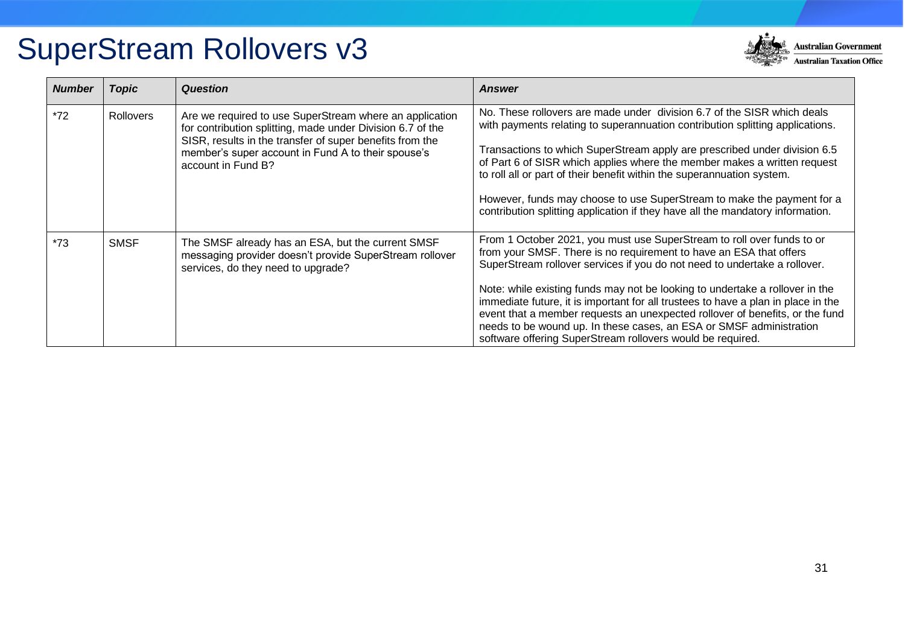# SuperStream Rollovers v3

| Number | Topic | Question | Answer |
| --- | --- | --- | --- |
| *72 | Rollovers | Are we required to use SuperStream where an application for contribution splitting, made under Division 6.7 of the SISR, results in the transfer of super benefits from the member's super account in Fund A to their spouse's account in Fund B? | No. These rollovers are made under division 6.7 of the SISR which deals with payments relating to superannuation contribution splitting applications.<br><br>Transactions to which SuperStream apply are prescribed under division 6.5 of Part 6 of SISR which applies where the member makes a written request to roll all or part of their benefit within the superannuation system.<br><br>However, funds may choose to use SuperStream to make the payment for a contribution splitting application if they have all the mandatory information. |
| *73 | SMSF | The SMSF already has an ESA, but the current SMSF messaging provider doesn't provide SuperStream rollover services, do they need to upgrade? | From 1 October 2021, you must use SuperStream to roll over funds to or from your SMSF. There is no requirement to have an ESA that offers SuperStream rollover services if you do not need to undertake a rollover.<br><br>Note: while existing funds may not be looking to undertake a rollover in the immediate future, it is important for all trustees to have a plan in place in the event that a member requests an unexpected rollover of benefits, or the fund needs to be wound up. In these cases, an ESA or SMSF administration software offering SuperStream rollovers would be required. |